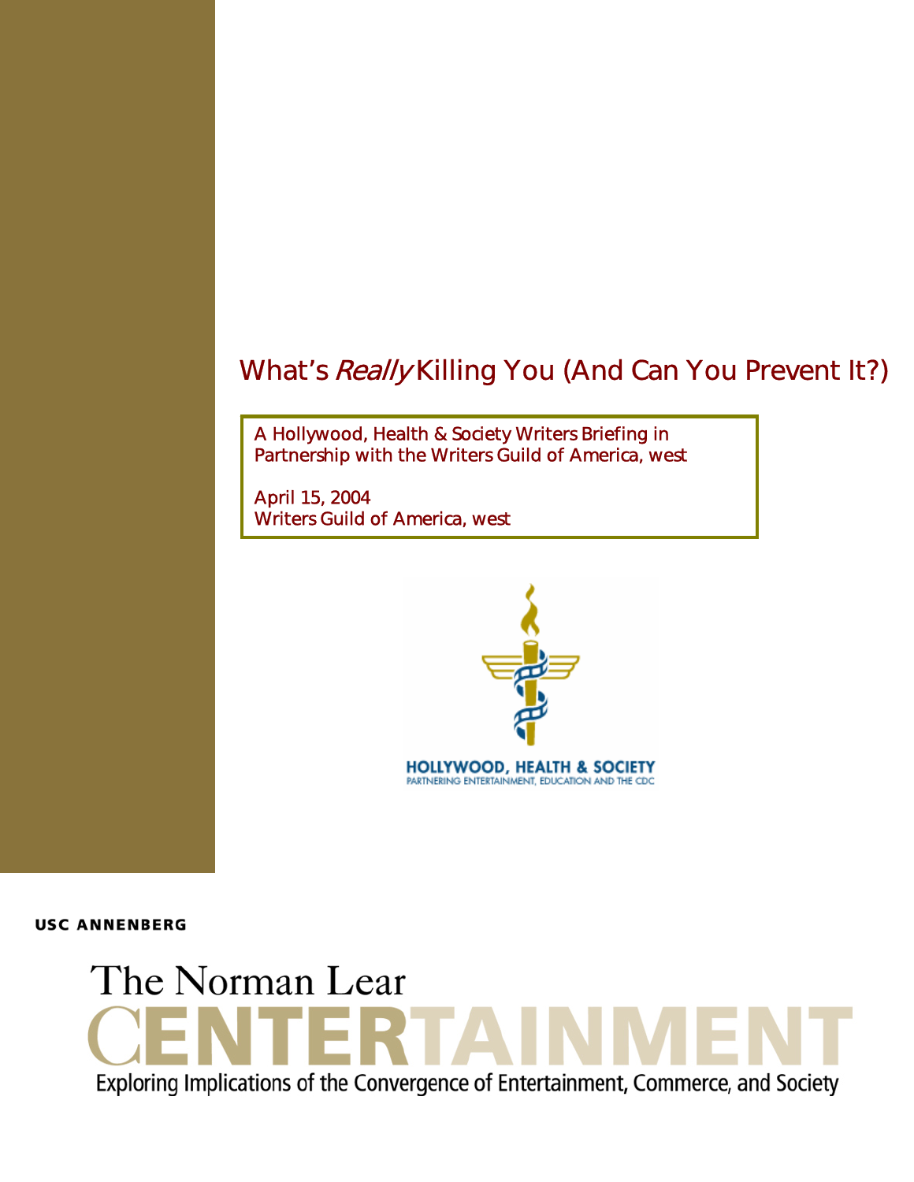# What's *Really* Killing You (And Can You Prevent It?)

A Hollywood, Health & Society Writers Briefing in Partnership with the Writers Guild of America, west

April 15, 2004
Writers Guild of America, west

HOLLYWOOD, HEALTH & SOCIETY
PARTNERING ENTERTAINMENT, EDUCATION AND THE CDC

USC ANNENBERG

The Norman Lear
CENTERTAINMENT
Exploring Implications of the Convergence of Entertainment, Commerce, and Society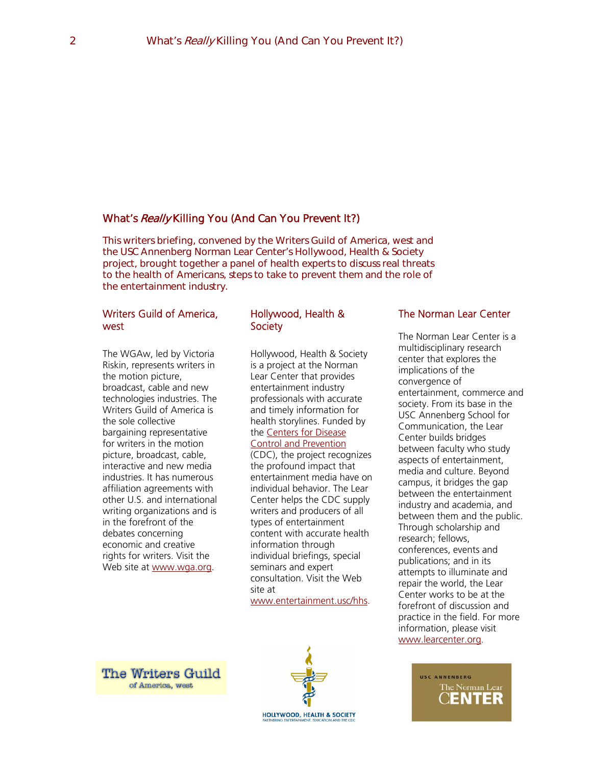## What's *Really* Killing You (And Can You Prevent It?)

This writers briefing, convened by the Writers Guild of America, west and the USC Annenberg Norman Lear Center's Hollywood, Health & Society project, brought together a panel of health experts to discuss real threats to the health of Americans, steps to take to prevent them and the role of the entertainment industry.

### Writers Guild of America, west

The WGAw, led by Victoria Riskin, represents writers in the motion picture, broadcast, cable and new technologies industries. The Writers Guild of America is the sole collective bargaining representative for writers in the motion picture, broadcast, cable, interactive and new media industries. It has numerous affiliation agreements with other U.S. and international writing organizations and is in the forefront of the debates concerning economic and creative rights for writers. Visit the Web site at www.wga.org.

### Hollywood, Health & Society

Hollywood, Health & Society is a project at the Norman Lear Center that provides entertainment industry professionals with accurate and timely information for health storylines. Funded by the Centers for Disease Control and Prevention (CDC), the project recognizes the profound impact that entertainment media have on individual behavior. The Lear Center helps the CDC supply writers and producers of all types of entertainment content with accurate health information through individual briefings, special seminars and expert consultation. Visit the Web site at www.entertainment.usc/hhs.

### The Norman Lear Center

The Norman Lear Center is a multidisciplinary research center that explores the implications of the convergence of entertainment, commerce and society. From its base in the USC Annenberg School for Communication, the Lear Center builds bridges between faculty who study aspects of entertainment, media and culture. Beyond campus, it bridges the gap between the entertainment industry and academia, and between them and the public. Through scholarship and research; fellows, conferences, events and publications; and in its attempts to illuminate and repair the world, the Lear Center works to be at the forefront of discussion and practice in the field. For more information, please visit www.learcenter.org.

The Writers Guild of America, west

HOLLYWOOD, HEALTH & SOCIETY
PARTNERING ENTERTAINMENT, EDUCATION AND THE CDC

USC ANNENBERG
The Norman Lear CENTER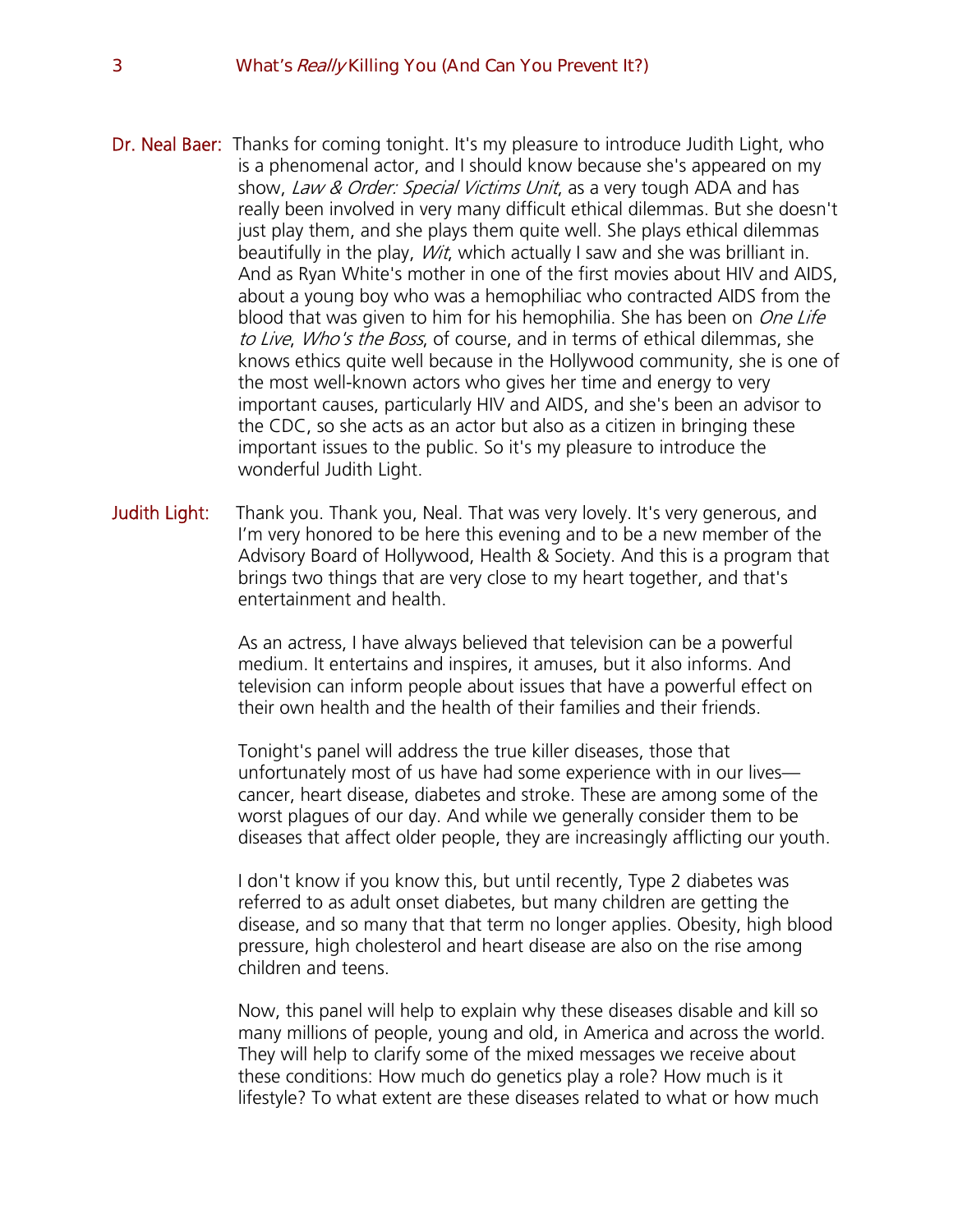**Dr. Neal Baer:** Thanks for coming tonight. It's my pleasure to introduce Judith Light, who is a phenomenal actor, and I should know because she's appeared on my show, *Law & Order: Special Victims Unit*, as a very tough ADA and has really been involved in very many difficult ethical dilemmas. But she doesn't just play them, and she plays them quite well. She plays ethical dilemmas beautifully in the play, *Wit*, which actually I saw and she was brilliant in. And as Ryan White's mother in one of the first movies about HIV and AIDS, about a young boy who was a hemophiliac who contracted AIDS from the blood that was given to him for his hemophilia. She has been on *One Life to Live*, *Who's the Boss*, of course, and in terms of ethical dilemmas, she knows ethics quite well because in the Hollywood community, she is one of the most well-known actors who gives her time and energy to very important causes, particularly HIV and AIDS, and she's been an advisor to the CDC, so she acts as an actor but also as a citizen in bringing these important issues to the public. So it's my pleasure to introduce the wonderful Judith Light.

**Judith Light:** Thank you. Thank you, Neal. That was very lovely. It's very generous, and I'm very honored to be here this evening and to be a new member of the Advisory Board of Hollywood, Health & Society. And this is a program that brings two things that are very close to my heart together, and that's entertainment and health.

As an actress, I have always believed that television can be a powerful medium. It entertains and inspires, it amuses, but it also informs. And television can inform people about issues that have a powerful effect on their own health and the health of their families and their friends.

Tonight's panel will address the true killer diseases, those that unfortunately most of us have had some experience with in our lives—cancer, heart disease, diabetes and stroke. These are among some of the worst plagues of our day. And while we generally consider them to be diseases that affect older people, they are increasingly afflicting our youth.

I don't know if you know this, but until recently, Type 2 diabetes was referred to as adult onset diabetes, but many children are getting the disease, and so many that that term no longer applies. Obesity, high blood pressure, high cholesterol and heart disease are also on the rise among children and teens.

Now, this panel will help to explain why these diseases disable and kill so many millions of people, young and old, in America and across the world. They will help to clarify some of the mixed messages we receive about these conditions: How much do genetics play a role? How much is it lifestyle? To what extent are these diseases related to what or how much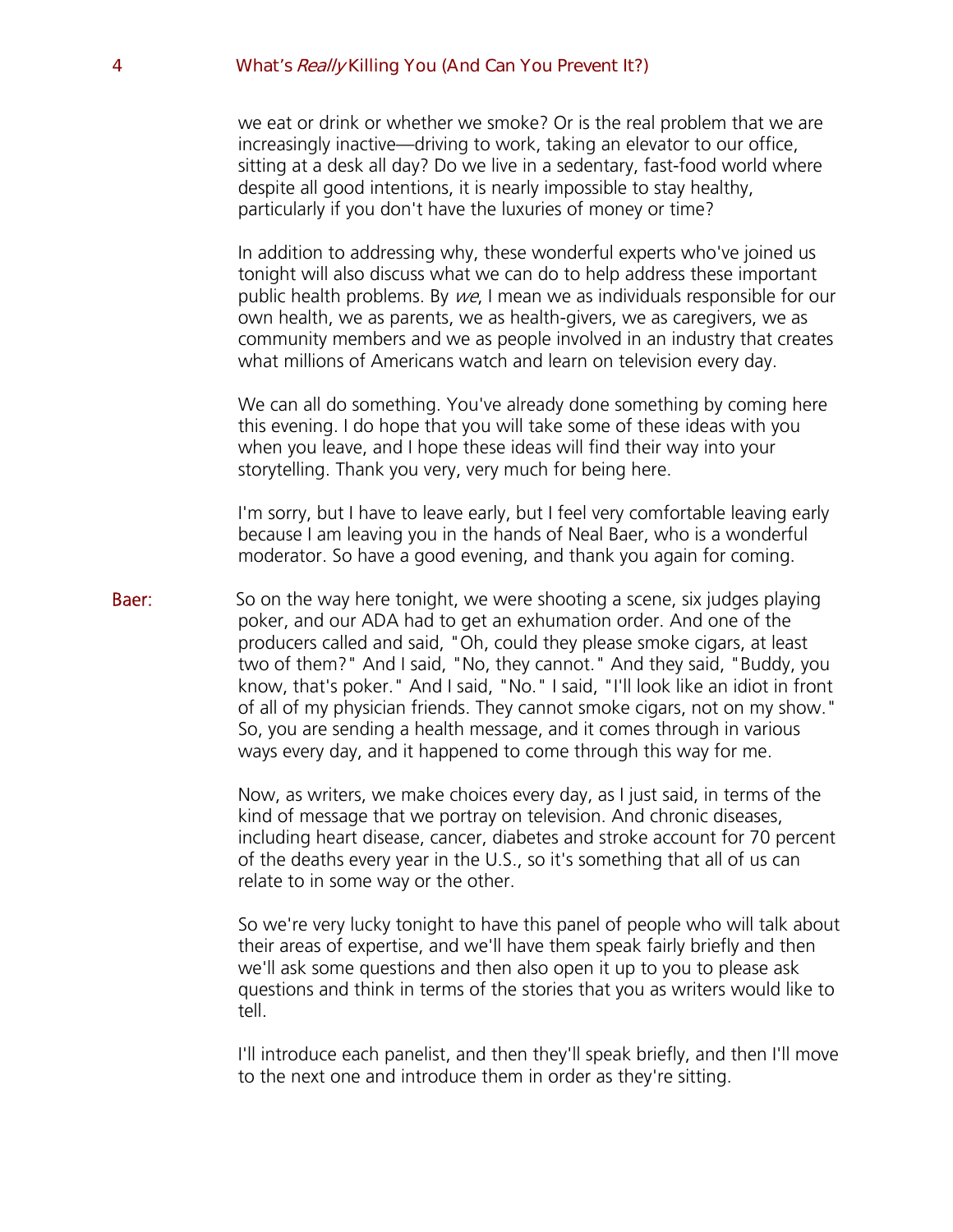we eat or drink or whether we smoke? Or is the real problem that we are increasingly inactive—driving to work, taking an elevator to our office, sitting at a desk all day? Do we live in a sedentary, fast-food world where despite all good intentions, it is nearly impossible to stay healthy, particularly if you don't have the luxuries of money or time?

In addition to addressing why, these wonderful experts who've joined us tonight will also discuss what we can do to help address these important public health problems. By *we*, I mean we as individuals responsible for our own health, we as parents, we as health-givers, we as caregivers, we as community members and we as people involved in an industry that creates what millions of Americans watch and learn on television every day.

We can all do something. You've already done something by coming here this evening. I do hope that you will take some of these ideas with you when you leave, and I hope these ideas will find their way into your storytelling. Thank you very, very much for being here.

I'm sorry, but I have to leave early, but I feel very comfortable leaving early because I am leaving you in the hands of Neal Baer, who is a wonderful moderator. So have a good evening, and thank you again for coming.

**Baer:** So on the way here tonight, we were shooting a scene, six judges playing poker, and our ADA had to get an exhumation order. And one of the producers called and said, "Oh, could they please smoke cigars, at least two of them?" And I said, "No, they cannot." And they said, "Buddy, you know, that's poker." And I said, "No." I said, "I'll look like an idiot in front of all of my physician friends. They cannot smoke cigars, not on my show." So, you are sending a health message, and it comes through in various ways every day, and it happened to come through this way for me.

Now, as writers, we make choices every day, as I just said, in terms of the kind of message that we portray on television. And chronic diseases, including heart disease, cancer, diabetes and stroke account for 70 percent of the deaths every year in the U.S., so it's something that all of us can relate to in some way or the other.

So we're very lucky tonight to have this panel of people who will talk about their areas of expertise, and we'll have them speak fairly briefly and then we'll ask some questions and then also open it up to you to please ask questions and think in terms of the stories that you as writers would like to tell.

I'll introduce each panelist, and then they'll speak briefly, and then I'll move to the next one and introduce them in order as they're sitting.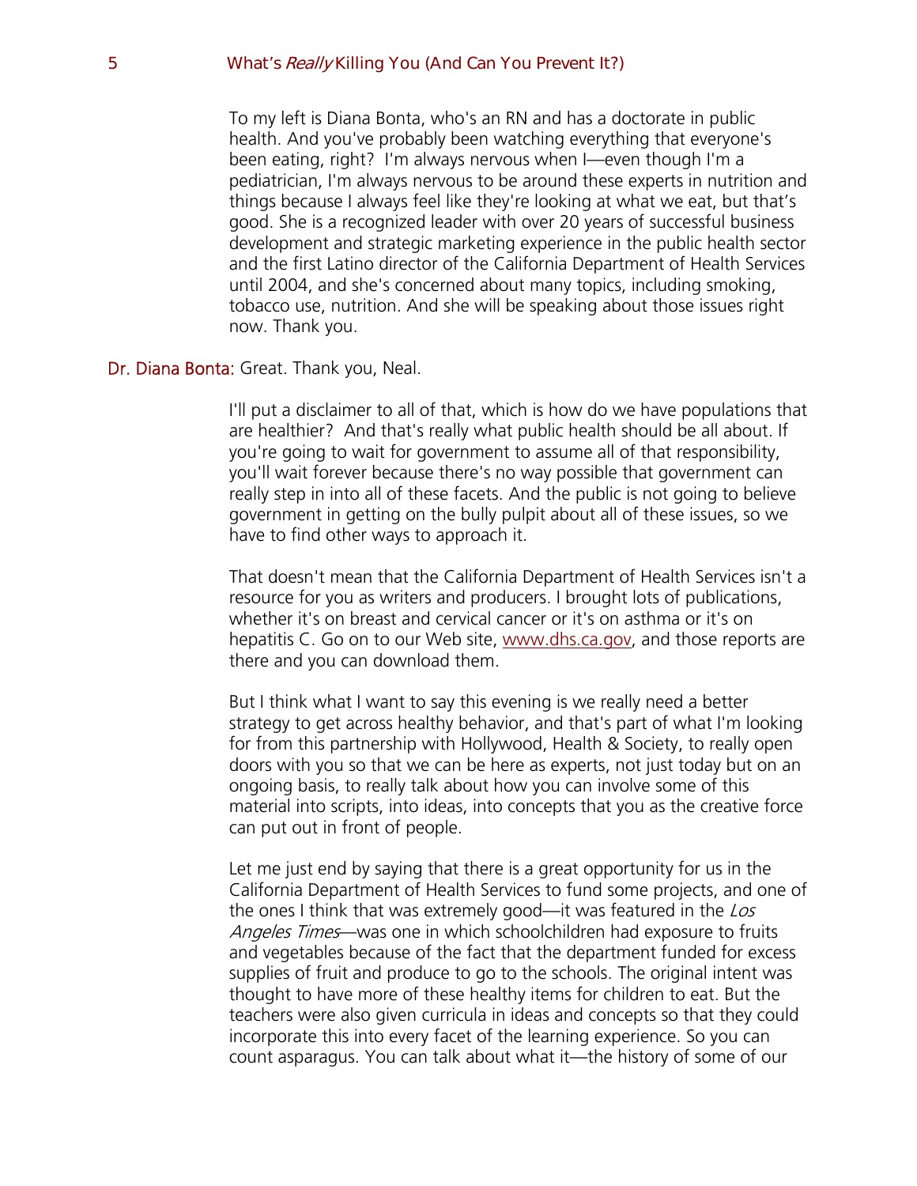To my left is Diana Bonta, who's an RN and has a doctorate in public health. And you've probably been watching everything that everyone's been eating, right? I'm always nervous when I—even though I'm a pediatrician, I'm always nervous to be around these experts in nutrition and things because I always feel like they're looking at what we eat, but that's good. She is a recognized leader with over 20 years of successful business development and strategic marketing experience in the public health sector and the first Latino director of the California Department of Health Services until 2004, and she's concerned about many topics, including smoking, tobacco use, nutrition. And she will be speaking about those issues right now. Thank you.

**Dr. Diana Bonta:** Great. Thank you, Neal.

I'll put a disclaimer to all of that, which is how do we have populations that are healthier? And that's really what public health should be all about. If you're going to wait for government to assume all of that responsibility, you'll wait forever because there's no way possible that government can really step in into all of these facets. And the public is not going to believe government in getting on the bully pulpit about all of these issues, so we have to find other ways to approach it.

That doesn't mean that the California Department of Health Services isn't a resource for you as writers and producers. I brought lots of publications, whether it's on breast and cervical cancer or it's on asthma or it's on hepatitis C. Go on to our Web site, www.dhs.ca.gov, and those reports are there and you can download them.

But I think what I want to say this evening is we really need a better strategy to get across healthy behavior, and that's part of what I'm looking for from this partnership with Hollywood, Health & Society, to really open doors with you so that we can be here as experts, not just today but on an ongoing basis, to really talk about how you can involve some of this material into scripts, into ideas, into concepts that you as the creative force can put out in front of people.

Let me just end by saying that there is a great opportunity for us in the California Department of Health Services to fund some projects, and one of the ones I think that was extremely good—it was featured in the *Los Angeles Times*—was one in which schoolchildren had exposure to fruits and vegetables because of the fact that the department funded for excess supplies of fruit and produce to go to the schools. The original intent was thought to have more of these healthy items for children to eat. But the teachers were also given curricula in ideas and concepts so that they could incorporate this into every facet of the learning experience. So you can count asparagus. You can talk about what it—the history of some of our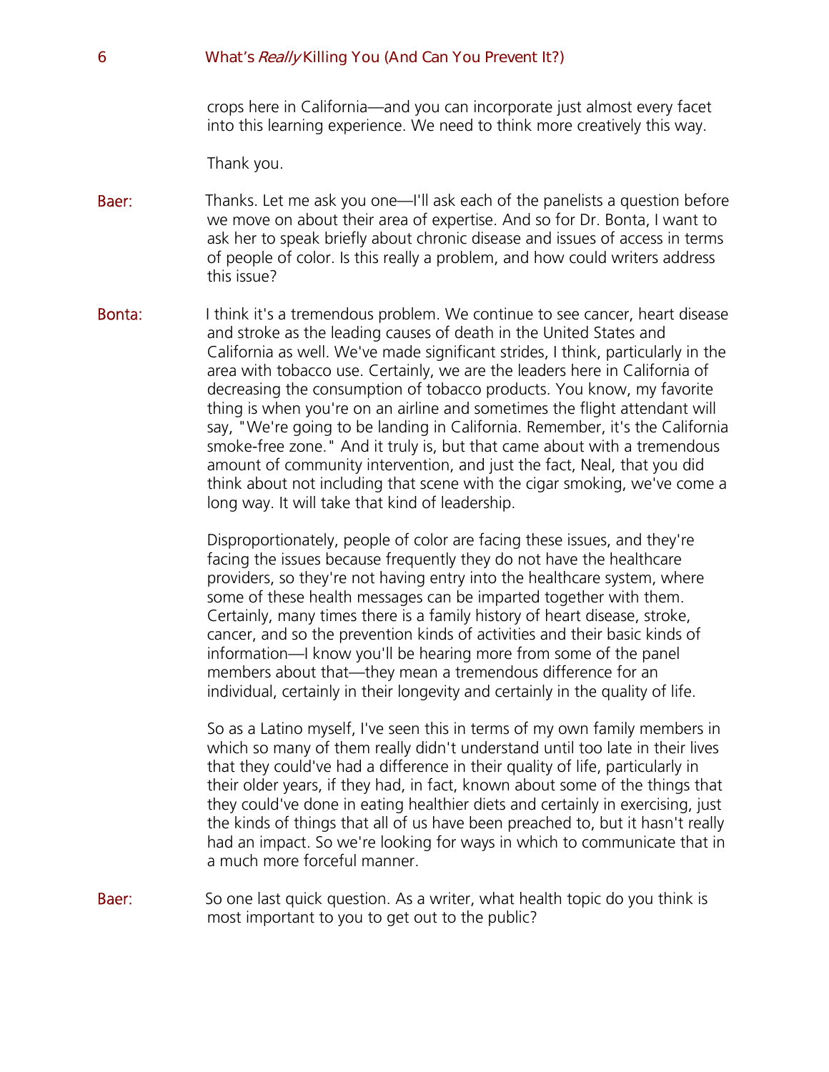crops here in California—and you can incorporate just almost every facet into this learning experience. We need to think more creatively this way.

Thank you.

**Baer:** Thanks. Let me ask you one—I'll ask each of the panelists a question before we move on about their area of expertise. And so for Dr. Bonta, I want to ask her to speak briefly about chronic disease and issues of access in terms of people of color. Is this really a problem, and how could writers address this issue?

**Bonta:** I think it's a tremendous problem. We continue to see cancer, heart disease and stroke as the leading causes of death in the United States and California as well. We've made significant strides, I think, particularly in the area with tobacco use. Certainly, we are the leaders here in California of decreasing the consumption of tobacco products. You know, my favorite thing is when you're on an airline and sometimes the flight attendant will say, "We're going to be landing in California. Remember, it's the California smoke-free zone." And it truly is, but that came about with a tremendous amount of community intervention, and just the fact, Neal, that you did think about not including that scene with the cigar smoking, we've come a long way. It will take that kind of leadership.

Disproportionately, people of color are facing these issues, and they're facing the issues because frequently they do not have the healthcare providers, so they're not having entry into the healthcare system, where some of these health messages can be imparted together with them. Certainly, many times there is a family history of heart disease, stroke, cancer, and so the prevention kinds of activities and their basic kinds of information—I know you'll be hearing more from some of the panel members about that—they mean a tremendous difference for an individual, certainly in their longevity and certainly in the quality of life.

So as a Latino myself, I've seen this in terms of my own family members in which so many of them really didn't understand until too late in their lives that they could've had a difference in their quality of life, particularly in their older years, if they had, in fact, known about some of the things that they could've done in eating healthier diets and certainly in exercising, just the kinds of things that all of us have been preached to, but it hasn't really had an impact. So we're looking for ways in which to communicate that in a much more forceful manner.

**Baer:** So one last quick question. As a writer, what health topic do you think is most important to you to get out to the public?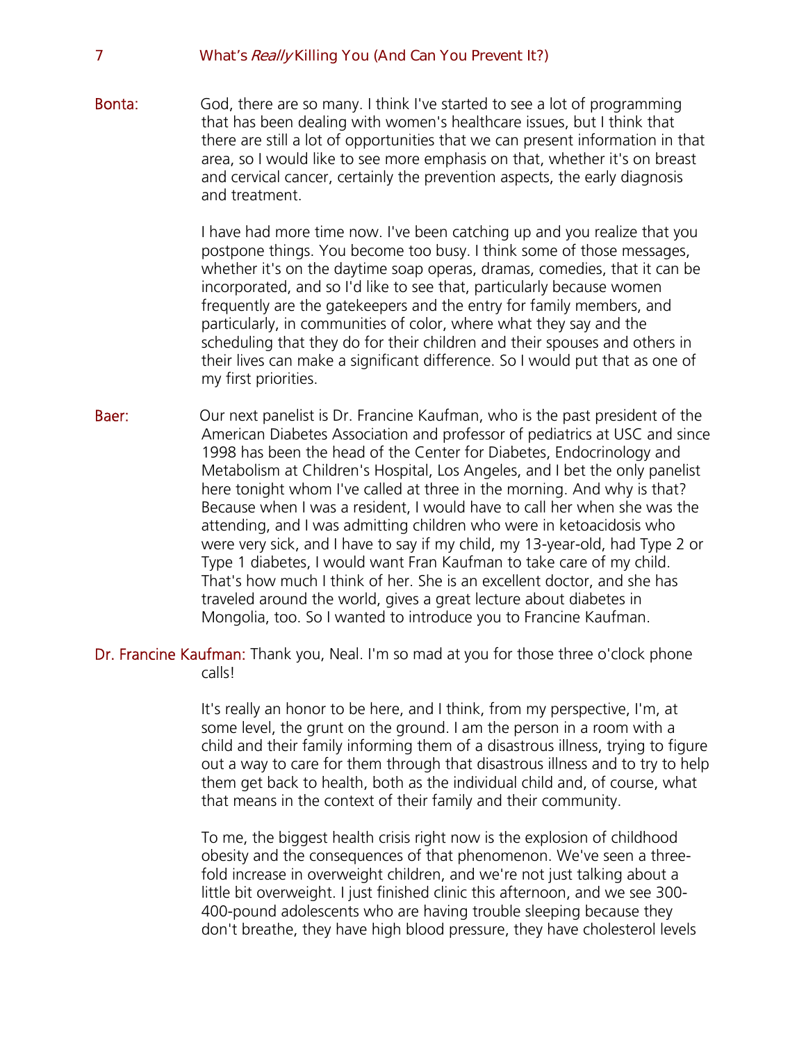**Bonta:** God, there are so many. I think I've started to see a lot of programming that has been dealing with women's healthcare issues, but I think that there are still a lot of opportunities that we can present information in that area, so I would like to see more emphasis on that, whether it's on breast and cervical cancer, certainly the prevention aspects, the early diagnosis and treatment.

I have had more time now. I've been catching up and you realize that you postpone things. You become too busy. I think some of those messages, whether it's on the daytime soap operas, dramas, comedies, that it can be incorporated, and so I'd like to see that, particularly because women frequently are the gatekeepers and the entry for family members, and particularly, in communities of color, where what they say and the scheduling that they do for their children and their spouses and others in their lives can make a significant difference. So I would put that as one of my first priorities.

**Baer:** Our next panelist is Dr. Francine Kaufman, who is the past president of the American Diabetes Association and professor of pediatrics at USC and since 1998 has been the head of the Center for Diabetes, Endocrinology and Metabolism at Children's Hospital, Los Angeles, and I bet the only panelist here tonight whom I've called at three in the morning. And why is that? Because when I was a resident, I would have to call her when she was the attending, and I was admitting children who were in ketoacidosis who were very sick, and I have to say if my child, my 13-year-old, had Type 2 or Type 1 diabetes, I would want Fran Kaufman to take care of my child. That's how much I think of her. She is an excellent doctor, and she has traveled around the world, gives a great lecture about diabetes in Mongolia, too. So I wanted to introduce you to Francine Kaufman.

**Dr. Francine Kaufman:** Thank you, Neal. I'm so mad at you for those three o'clock phone calls!

It's really an honor to be here, and I think, from my perspective, I'm, at some level, the grunt on the ground. I am the person in a room with a child and their family informing them of a disastrous illness, trying to figure out a way to care for them through that disastrous illness and to try to help them get back to health, both as the individual child and, of course, what that means in the context of their family and their community.

To me, the biggest health crisis right now is the explosion of childhood obesity and the consequences of that phenomenon. We've seen a three-fold increase in overweight children, and we're not just talking about a little bit overweight. I just finished clinic this afternoon, and we see 300-400-pound adolescents who are having trouble sleeping because they don't breathe, they have high blood pressure, they have cholesterol levels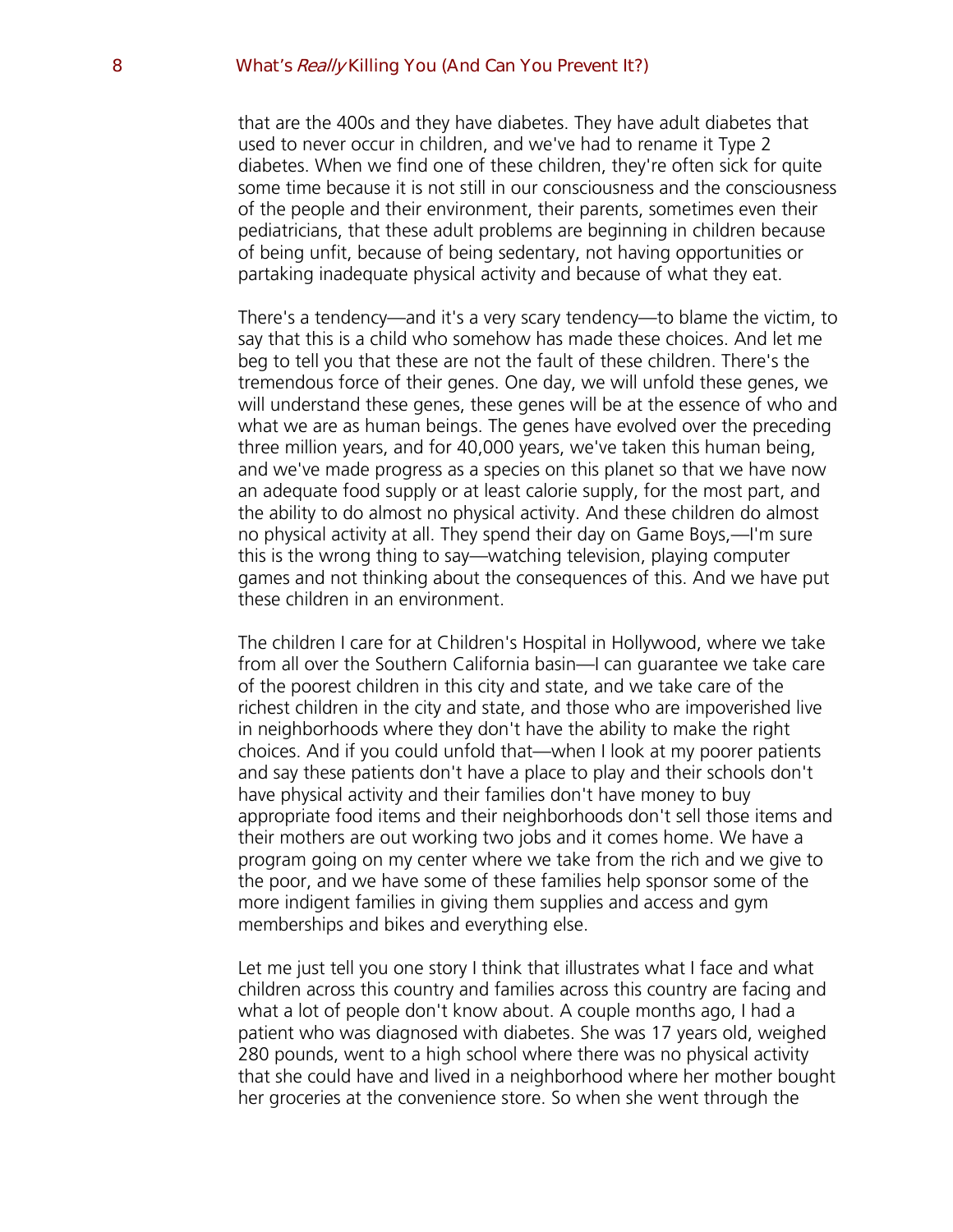that are the 400s and they have diabetes. They have adult diabetes that used to never occur in children, and we've had to rename it Type 2 diabetes. When we find one of these children, they're often sick for quite some time because it is not still in our consciousness and the consciousness of the people and their environment, their parents, sometimes even their pediatricians, that these adult problems are beginning in children because of being unfit, because of being sedentary, not having opportunities or partaking inadequate physical activity and because of what they eat.

There's a tendency—and it's a very scary tendency—to blame the victim, to say that this is a child who somehow has made these choices. And let me beg to tell you that these are not the fault of these children. There's the tremendous force of their genes. One day, we will unfold these genes, we will understand these genes, these genes will be at the essence of who and what we are as human beings. The genes have evolved over the preceding three million years, and for 40,000 years, we've taken this human being, and we've made progress as a species on this planet so that we have now an adequate food supply or at least calorie supply, for the most part, and the ability to do almost no physical activity. And these children do almost no physical activity at all. They spend their day on Game Boys,—I'm sure this is the wrong thing to say—watching television, playing computer games and not thinking about the consequences of this. And we have put these children in an environment.

The children I care for at Children's Hospital in Hollywood, where we take from all over the Southern California basin—I can guarantee we take care of the poorest children in this city and state, and we take care of the richest children in the city and state, and those who are impoverished live in neighborhoods where they don't have the ability to make the right choices. And if you could unfold that—when I look at my poorer patients and say these patients don't have a place to play and their schools don't have physical activity and their families don't have money to buy appropriate food items and their neighborhoods don't sell those items and their mothers are out working two jobs and it comes home. We have a program going on my center where we take from the rich and we give to the poor, and we have some of these families help sponsor some of the more indigent families in giving them supplies and access and gym memberships and bikes and everything else.

Let me just tell you one story I think that illustrates what I face and what children across this country and families across this country are facing and what a lot of people don't know about. A couple months ago, I had a patient who was diagnosed with diabetes. She was 17 years old, weighed 280 pounds, went to a high school where there was no physical activity that she could have and lived in a neighborhood where her mother bought her groceries at the convenience store. So when she went through the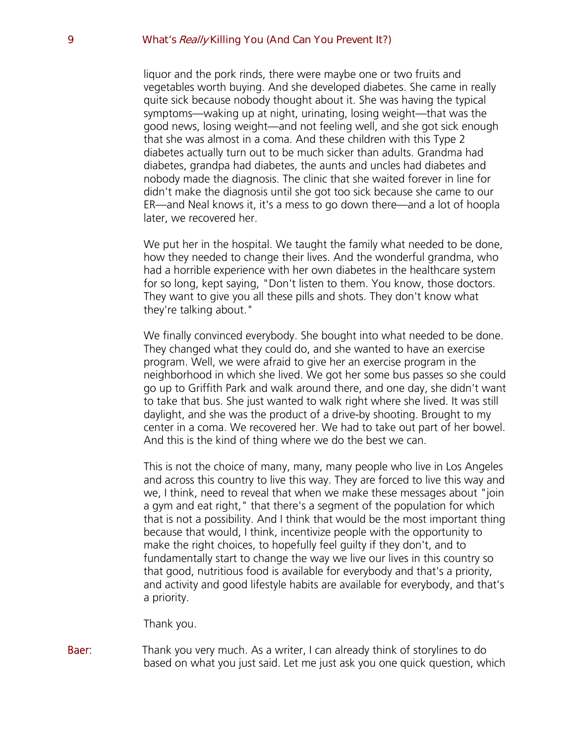liquor and the pork rinds, there were maybe one or two fruits and vegetables worth buying. And she developed diabetes. She came in really quite sick because nobody thought about it. She was having the typical symptoms—waking up at night, urinating, losing weight—that was the good news, losing weight—and not feeling well, and she got sick enough that she was almost in a coma. And these children with this Type 2 diabetes actually turn out to be much sicker than adults. Grandma had diabetes, grandpa had diabetes, the aunts and uncles had diabetes and nobody made the diagnosis. The clinic that she waited forever in line for didn't make the diagnosis until she got too sick because she came to our ER—and Neal knows it, it's a mess to go down there—and a lot of hoopla later, we recovered her.

We put her in the hospital. We taught the family what needed to be done, how they needed to change their lives. And the wonderful grandma, who had a horrible experience with her own diabetes in the healthcare system for so long, kept saying, "Don't listen to them. You know, those doctors. They want to give you all these pills and shots. They don't know what they're talking about."

We finally convinced everybody. She bought into what needed to be done. They changed what they could do, and she wanted to have an exercise program. Well, we were afraid to give her an exercise program in the neighborhood in which she lived. We got her some bus passes so she could go up to Griffith Park and walk around there, and one day, she didn't want to take that bus. She just wanted to walk right where she lived. It was still daylight, and she was the product of a drive-by shooting. Brought to my center in a coma. We recovered her. We had to take out part of her bowel. And this is the kind of thing where we do the best we can.

This is not the choice of many, many, many people who live in Los Angeles and across this country to live this way. They are forced to live this way and we, I think, need to reveal that when we make these messages about "join a gym and eat right," that there's a segment of the population for which that is not a possibility. And I think that would be the most important thing because that would, I think, incentivize people with the opportunity to make the right choices, to hopefully feel guilty if they don't, and to fundamentally start to change the way we live our lives in this country so that good, nutritious food is available for everybody and that's a priority, and activity and good lifestyle habits are available for everybody, and that's a priority.

Thank you.

**Baer:** Thank you very much. As a writer, I can already think of storylines to do based on what you just said. Let me just ask you one quick question, which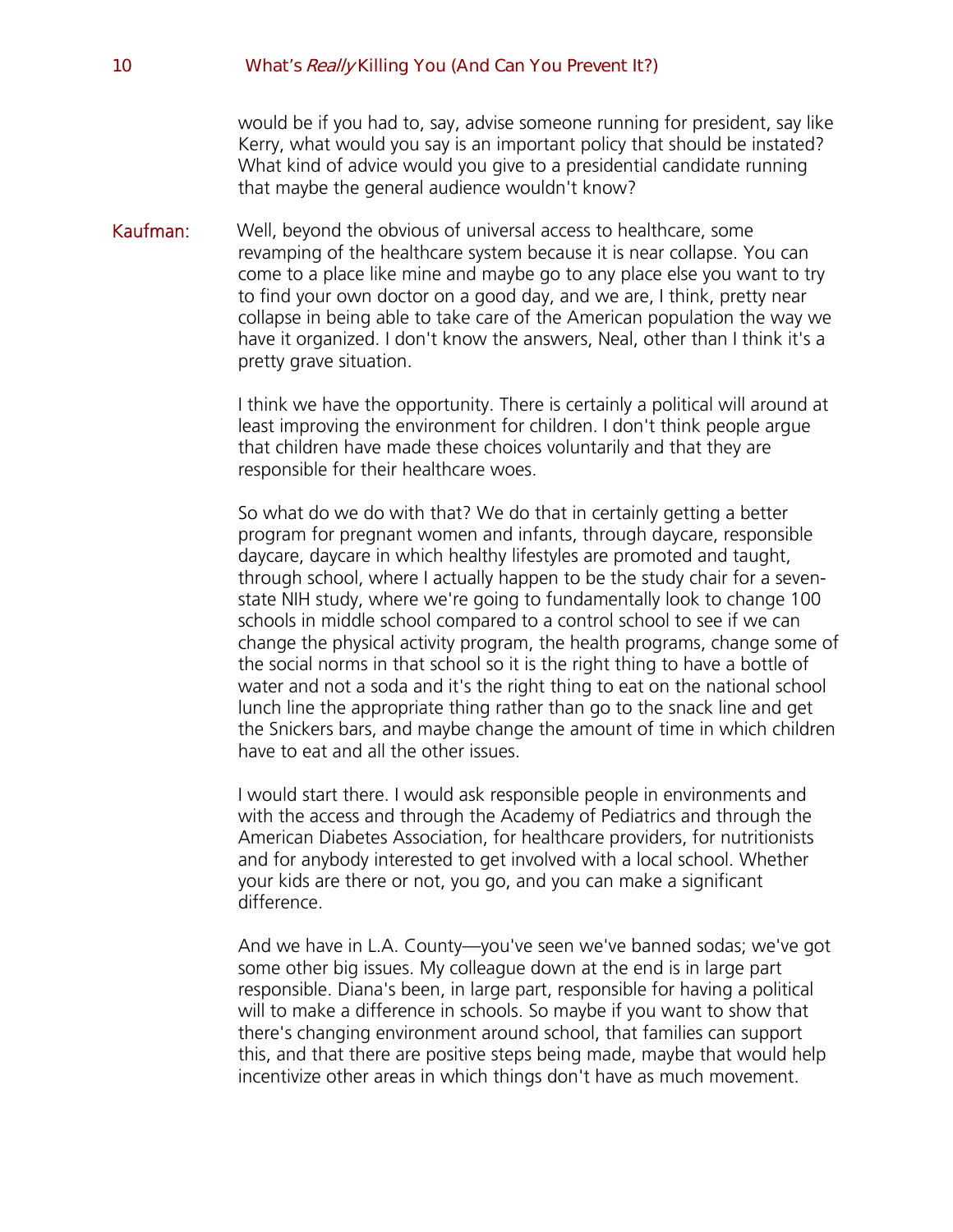would be if you had to, say, advise someone running for president, say like Kerry, what would you say is an important policy that should be instated? What kind of advice would you give to a presidential candidate running that maybe the general audience wouldn't know?

Kaufman: Well, beyond the obvious of universal access to healthcare, some revamping of the healthcare system because it is near collapse. You can come to a place like mine and maybe go to any place else you want to try to find your own doctor on a good day, and we are, I think, pretty near collapse in being able to take care of the American population the way we have it organized. I don't know the answers, Neal, other than I think it's a pretty grave situation.

I think we have the opportunity. There is certainly a political will around at least improving the environment for children. I don't think people argue that children have made these choices voluntarily and that they are responsible for their healthcare woes.

So what do we do with that? We do that in certainly getting a better program for pregnant women and infants, through daycare, responsible daycare, daycare in which healthy lifestyles are promoted and taught, through school, where I actually happen to be the study chair for a seven-state NIH study, where we're going to fundamentally look to change 100 schools in middle school compared to a control school to see if we can change the physical activity program, the health programs, change some of the social norms in that school so it is the right thing to have a bottle of water and not a soda and it's the right thing to eat on the national school lunch line the appropriate thing rather than go to the snack line and get the Snickers bars, and maybe change the amount of time in which children have to eat and all the other issues.

I would start there. I would ask responsible people in environments and with the access and through the Academy of Pediatrics and through the American Diabetes Association, for healthcare providers, for nutritionists and for anybody interested to get involved with a local school. Whether your kids are there or not, you go, and you can make a significant difference.

And we have in L.A. County—you've seen we've banned sodas; we've got some other big issues. My colleague down at the end is in large part responsible. Diana's been, in large part, responsible for having a political will to make a difference in schools. So maybe if you want to show that there's changing environment around school, that families can support this, and that there are positive steps being made, maybe that would help incentivize other areas in which things don't have as much movement.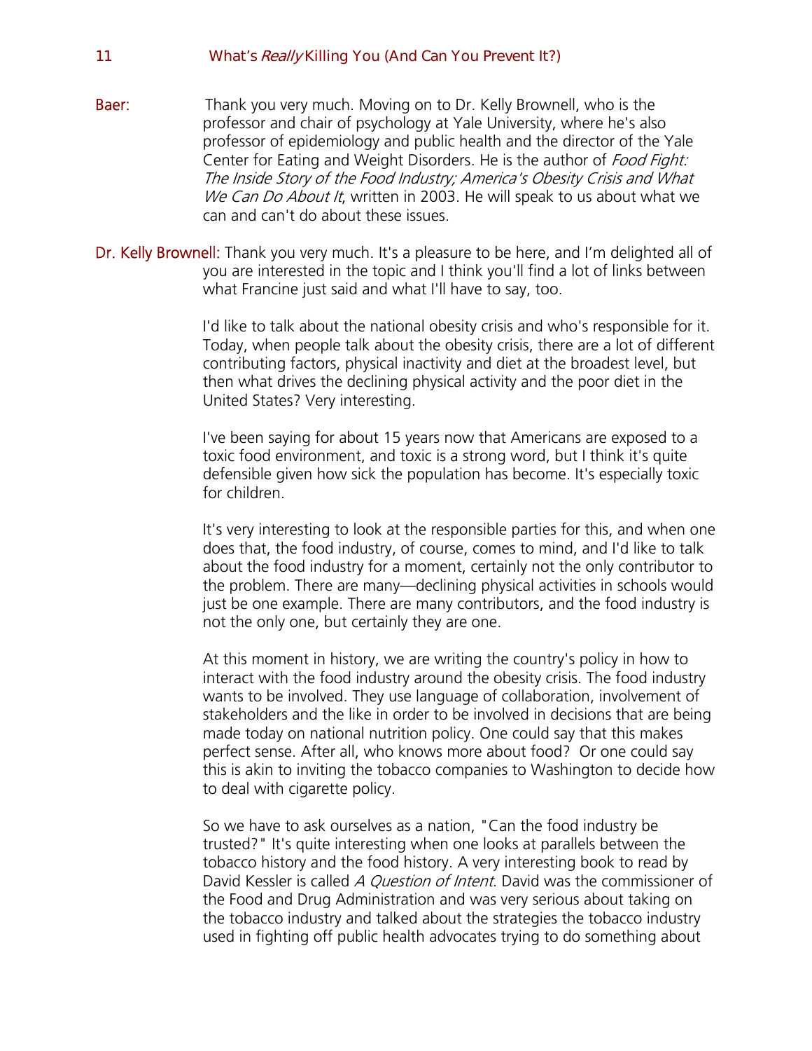**Baer:** Thank you very much. Moving on to Dr. Kelly Brownell, who is the professor and chair of psychology at Yale University, where he's also professor of epidemiology and public health and the director of the Yale Center for Eating and Weight Disorders. He is the author of *Food Fight: The Inside Story of the Food Industry; America's Obesity Crisis and What We Can Do About It*, written in 2003. He will speak to us about what we can and can't do about these issues.

**Dr. Kelly Brownell:** Thank you very much. It's a pleasure to be here, and I'm delighted all of you are interested in the topic and I think you'll find a lot of links between what Francine just said and what I'll have to say, too.

I'd like to talk about the national obesity crisis and who's responsible for it. Today, when people talk about the obesity crisis, there are a lot of different contributing factors, physical inactivity and diet at the broadest level, but then what drives the declining physical activity and the poor diet in the United States? Very interesting.

I've been saying for about 15 years now that Americans are exposed to a toxic food environment, and toxic is a strong word, but I think it's quite defensible given how sick the population has become. It's especially toxic for children.

It's very interesting to look at the responsible parties for this, and when one does that, the food industry, of course, comes to mind, and I'd like to talk about the food industry for a moment, certainly not the only contributor to the problem. There are many—declining physical activities in schools would just be one example. There are many contributors, and the food industry is not the only one, but certainly they are one.

At this moment in history, we are writing the country's policy in how to interact with the food industry around the obesity crisis. The food industry wants to be involved. They use language of collaboration, involvement of stakeholders and the like in order to be involved in decisions that are being made today on national nutrition policy. One could say that this makes perfect sense. After all, who knows more about food? Or one could say this is akin to inviting the tobacco companies to Washington to decide how to deal with cigarette policy.

So we have to ask ourselves as a nation, "Can the food industry be trusted?" It's quite interesting when one looks at parallels between the tobacco history and the food history. A very interesting book to read by David Kessler is called *A Question of Intent*. David was the commissioner of the Food and Drug Administration and was very serious about taking on the tobacco industry and talked about the strategies the tobacco industry used in fighting off public health advocates trying to do something about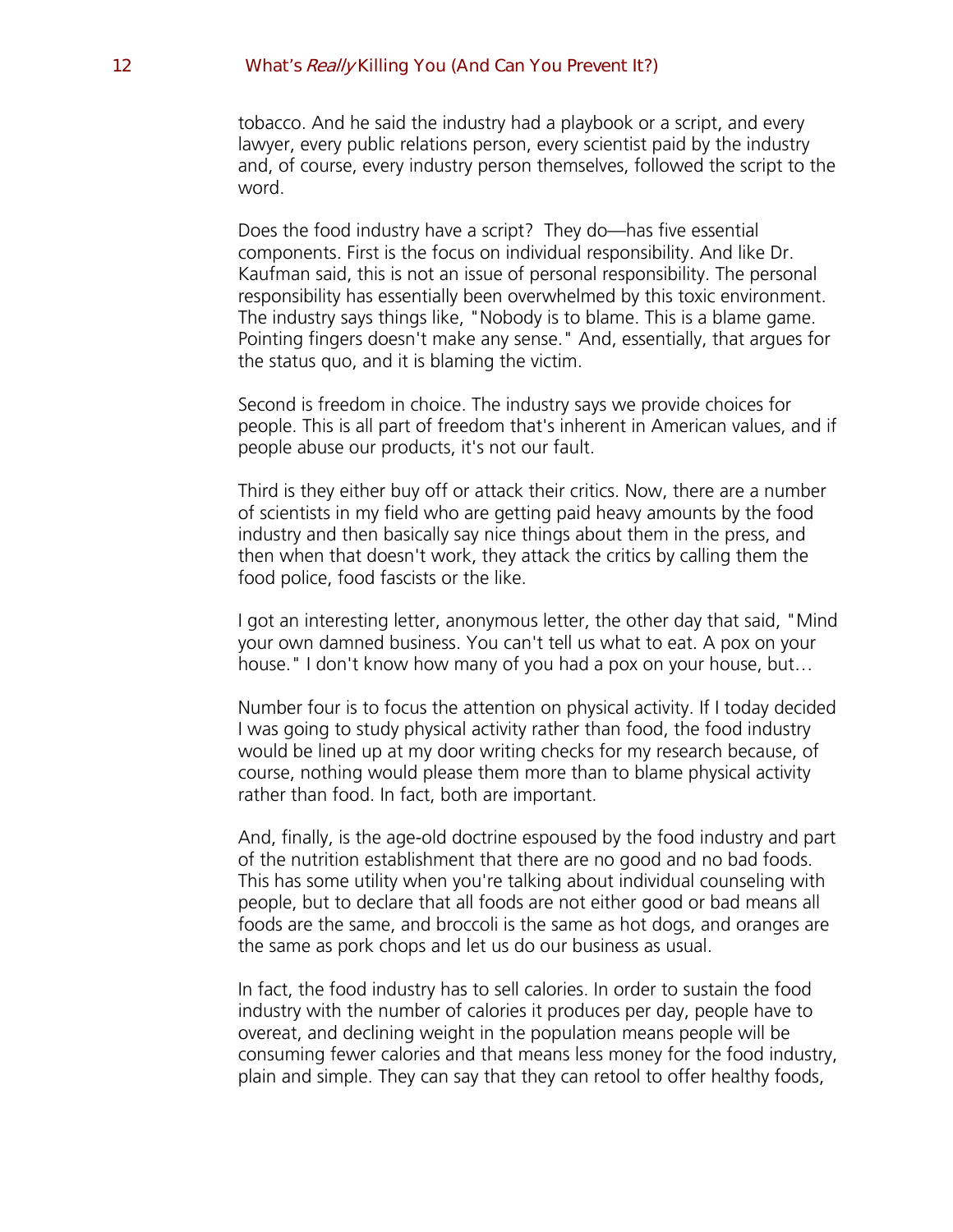tobacco. And he said the industry had a playbook or a script, and every lawyer, every public relations person, every scientist paid by the industry and, of course, every industry person themselves, followed the script to the word.

Does the food industry have a script? They do—has five essential components. First is the focus on individual responsibility. And like Dr. Kaufman said, this is not an issue of personal responsibility. The personal responsibility has essentially been overwhelmed by this toxic environment. The industry says things like, "Nobody is to blame. This is a blame game. Pointing fingers doesn't make any sense." And, essentially, that argues for the status quo, and it is blaming the victim.

Second is freedom in choice. The industry says we provide choices for people. This is all part of freedom that's inherent in American values, and if people abuse our products, it's not our fault.

Third is they either buy off or attack their critics. Now, there are a number of scientists in my field who are getting paid heavy amounts by the food industry and then basically say nice things about them in the press, and then when that doesn't work, they attack the critics by calling them the food police, food fascists or the like.

I got an interesting letter, anonymous letter, the other day that said, "Mind your own damned business. You can't tell us what to eat. A pox on your house." I don't know how many of you had a pox on your house, but…

Number four is to focus the attention on physical activity. If I today decided I was going to study physical activity rather than food, the food industry would be lined up at my door writing checks for my research because, of course, nothing would please them more than to blame physical activity rather than food. In fact, both are important.

And, finally, is the age-old doctrine espoused by the food industry and part of the nutrition establishment that there are no good and no bad foods. This has some utility when you're talking about individual counseling with people, but to declare that all foods are not either good or bad means all foods are the same, and broccoli is the same as hot dogs, and oranges are the same as pork chops and let us do our business as usual.

In fact, the food industry has to sell calories. In order to sustain the food industry with the number of calories it produces per day, people have to overeat, and declining weight in the population means people will be consuming fewer calories and that means less money for the food industry, plain and simple. They can say that they can retool to offer healthy foods,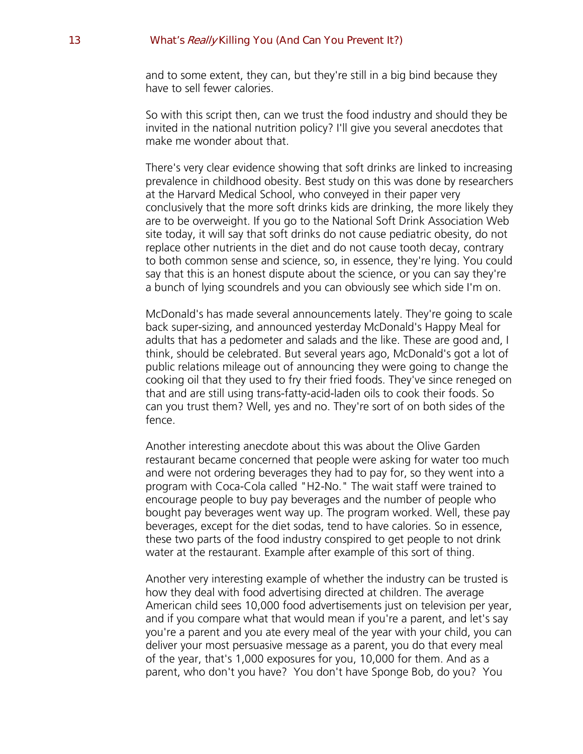and to some extent, they can, but they're still in a big bind because they have to sell fewer calories.

So with this script then, can we trust the food industry and should they be invited in the national nutrition policy? I'll give you several anecdotes that make me wonder about that.

There's very clear evidence showing that soft drinks are linked to increasing prevalence in childhood obesity. Best study on this was done by researchers at the Harvard Medical School, who conveyed in their paper very conclusively that the more soft drinks kids are drinking, the more likely they are to be overweight. If you go to the National Soft Drink Association Web site today, it will say that soft drinks do not cause pediatric obesity, do not replace other nutrients in the diet and do not cause tooth decay, contrary to both common sense and science, so, in essence, they're lying. You could say that this is an honest dispute about the science, or you can say they're a bunch of lying scoundrels and you can obviously see which side I'm on.

McDonald's has made several announcements lately. They're going to scale back super-sizing, and announced yesterday McDonald's Happy Meal for adults that has a pedometer and salads and the like. These are good and, I think, should be celebrated. But several years ago, McDonald's got a lot of public relations mileage out of announcing they were going to change the cooking oil that they used to fry their fried foods. They've since reneged on that and are still using trans-fatty-acid-laden oils to cook their foods. So can you trust them? Well, yes and no. They're sort of on both sides of the fence.

Another interesting anecdote about this was about the Olive Garden restaurant became concerned that people were asking for water too much and were not ordering beverages they had to pay for, so they went into a program with Coca-Cola called "H2-No." The wait staff were trained to encourage people to buy pay beverages and the number of people who bought pay beverages went way up. The program worked. Well, these pay beverages, except for the diet sodas, tend to have calories. So in essence, these two parts of the food industry conspired to get people to not drink water at the restaurant. Example after example of this sort of thing.

Another very interesting example of whether the industry can be trusted is how they deal with food advertising directed at children. The average American child sees 10,000 food advertisements just on television per year, and if you compare what that would mean if you're a parent, and let's say you're a parent and you ate every meal of the year with your child, you can deliver your most persuasive message as a parent, you do that every meal of the year, that's 1,000 exposures for you, 10,000 for them. And as a parent, who don't you have? You don't have Sponge Bob, do you? You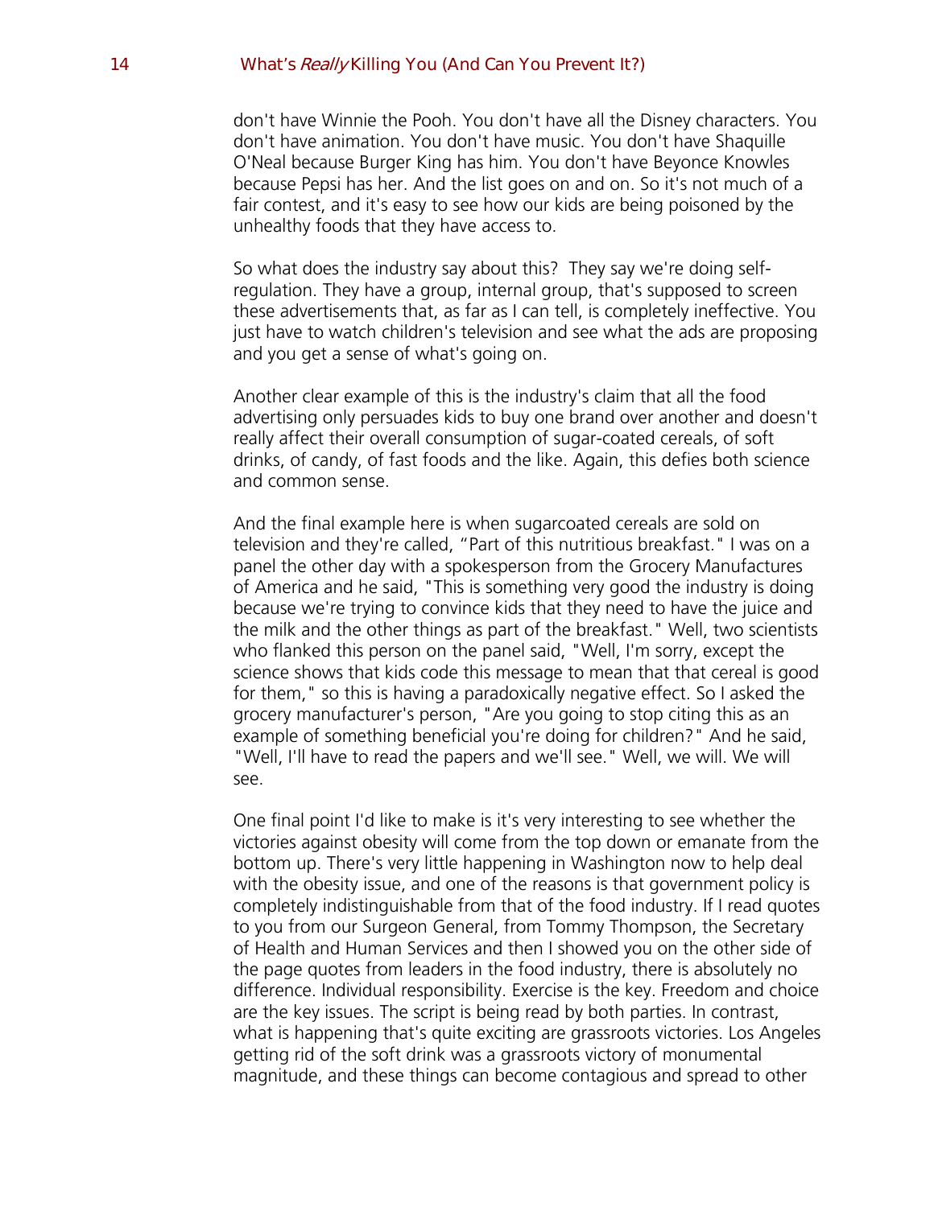don't have Winnie the Pooh. You don't have all the Disney characters. You don't have animation. You don't have music. You don't have Shaquille O'Neal because Burger King has him. You don't have Beyonce Knowles because Pepsi has her. And the list goes on and on. So it's not much of a fair contest, and it's easy to see how our kids are being poisoned by the unhealthy foods that they have access to.

So what does the industry say about this? They say we're doing self-regulation. They have a group, internal group, that's supposed to screen these advertisements that, as far as I can tell, is completely ineffective. You just have to watch children's television and see what the ads are proposing and you get a sense of what's going on.

Another clear example of this is the industry's claim that all the food advertising only persuades kids to buy one brand over another and doesn't really affect their overall consumption of sugar-coated cereals, of soft drinks, of candy, of fast foods and the like. Again, this defies both science and common sense.

And the final example here is when sugarcoated cereals are sold on television and they're called, "Part of this nutritious breakfast." I was on a panel the other day with a spokesperson from the Grocery Manufactures of America and he said, "This is something very good the industry is doing because we're trying to convince kids that they need to have the juice and the milk and the other things as part of the breakfast." Well, two scientists who flanked this person on the panel said, "Well, I'm sorry, except the science shows that kids code this message to mean that that cereal is good for them," so this is having a paradoxically negative effect. So I asked the grocery manufacturer's person, "Are you going to stop citing this as an example of something beneficial you're doing for children?" And he said, "Well, I'll have to read the papers and we'll see." Well, we will. We will see.

One final point I'd like to make is it's very interesting to see whether the victories against obesity will come from the top down or emanate from the bottom up. There's very little happening in Washington now to help deal with the obesity issue, and one of the reasons is that government policy is completely indistinguishable from that of the food industry. If I read quotes to you from our Surgeon General, from Tommy Thompson, the Secretary of Health and Human Services and then I showed you on the other side of the page quotes from leaders in the food industry, there is absolutely no difference. Individual responsibility. Exercise is the key. Freedom and choice are the key issues. The script is being read by both parties. In contrast, what is happening that's quite exciting are grassroots victories. Los Angeles getting rid of the soft drink was a grassroots victory of monumental magnitude, and these things can become contagious and spread to other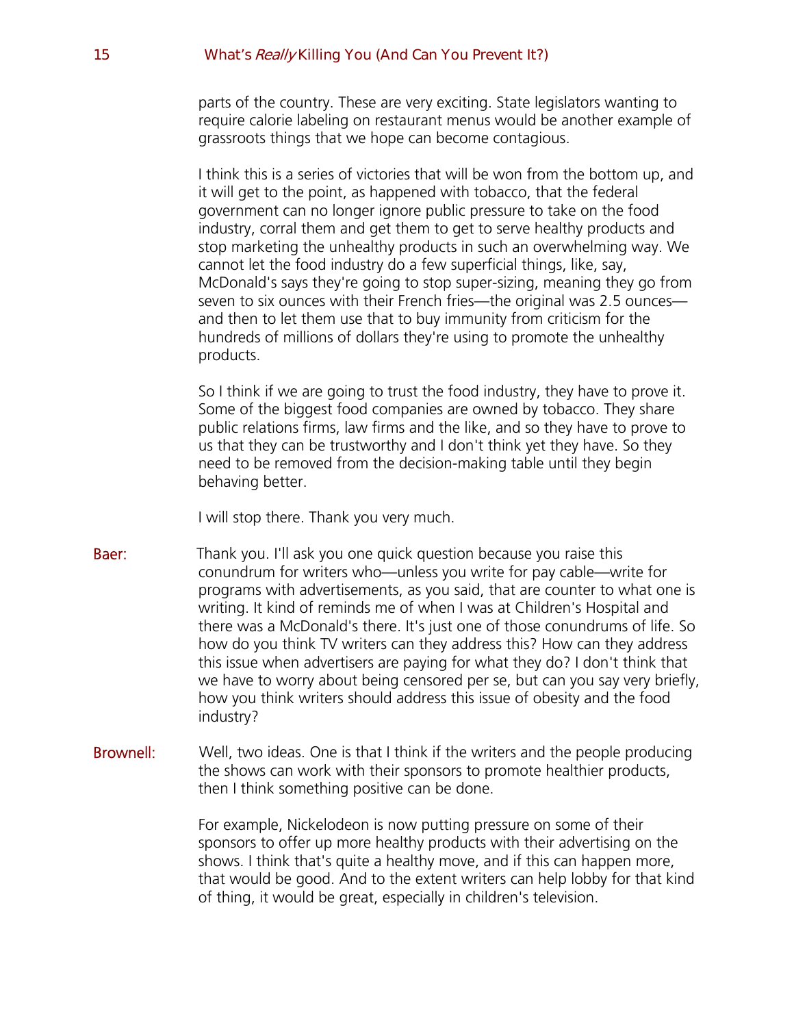parts of the country. These are very exciting. State legislators wanting to require calorie labeling on restaurant menus would be another example of grassroots things that we hope can become contagious.

I think this is a series of victories that will be won from the bottom up, and it will get to the point, as happened with tobacco, that the federal government can no longer ignore public pressure to take on the food industry, corral them and get them to get to serve healthy products and stop marketing the unhealthy products in such an overwhelming way. We cannot let the food industry do a few superficial things, like, say, McDonald's says they're going to stop super-sizing, meaning they go from seven to six ounces with their French fries—the original was 2.5 ounces—and then to let them use that to buy immunity from criticism for the hundreds of millions of dollars they're using to promote the unhealthy products.

So I think if we are going to trust the food industry, they have to prove it. Some of the biggest food companies are owned by tobacco. They share public relations firms, law firms and the like, and so they have to prove to us that they can be trustworthy and I don't think yet they have. So they need to be removed from the decision-making table until they begin behaving better.

I will stop there. Thank you very much.

**Baer:** Thank you. I'll ask you one quick question because you raise this conundrum for writers who—unless you write for pay cable—write for programs with advertisements, as you said, that are counter to what one is writing. It kind of reminds me of when I was at Children's Hospital and there was a McDonald's there. It's just one of those conundrums of life. So how do you think TV writers can they address this? How can they address this issue when advertisers are paying for what they do? I don't think that we have to worry about being censored per se, but can you say very briefly, how you think writers should address this issue of obesity and the food industry?

**Brownell:** Well, two ideas. One is that I think if the writers and the people producing the shows can work with their sponsors to promote healthier products, then I think something positive can be done.

For example, Nickelodeon is now putting pressure on some of their sponsors to offer up more healthy products with their advertising on the shows. I think that's quite a healthy move, and if this can happen more, that would be good. And to the extent writers can help lobby for that kind of thing, it would be great, especially in children's television.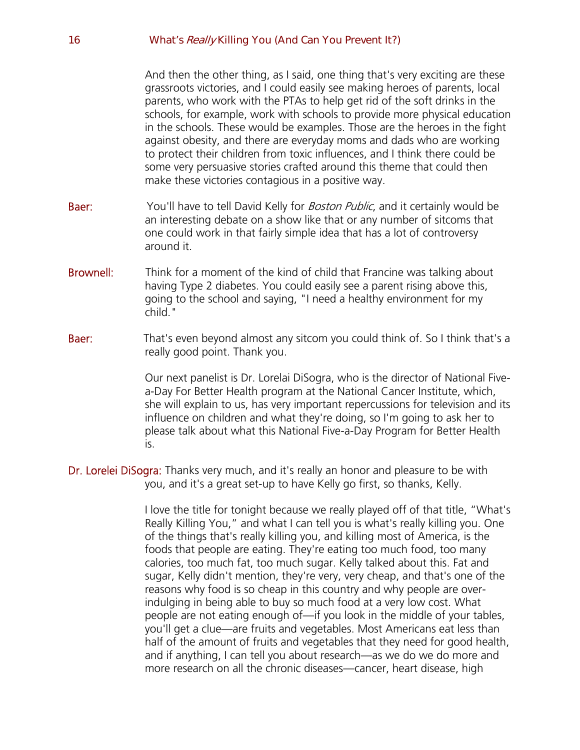And then the other thing, as I said, one thing that's very exciting are these grassroots victories, and I could easily see making heroes of parents, local parents, who work with the PTAs to help get rid of the soft drinks in the schools, for example, work with schools to provide more physical education in the schools. These would be examples. Those are the heroes in the fight against obesity, and there are everyday moms and dads who are working to protect their children from toxic influences, and I think there could be some very persuasive stories crafted around this theme that could then make these victories contagious in a positive way.

**Baer:** You'll have to tell David Kelly for *Boston Public*, and it certainly would be an interesting debate on a show like that or any number of sitcoms that one could work in that fairly simple idea that has a lot of controversy around it.

**Brownell:** Think for a moment of the kind of child that Francine was talking about having Type 2 diabetes. You could easily see a parent rising above this, going to the school and saying, "I need a healthy environment for my child."

**Baer:** That's even beyond almost any sitcom you could think of. So I think that's a really good point. Thank you.

Our next panelist is Dr. Lorelai DiSogra, who is the director of National Five-a-Day For Better Health program at the National Cancer Institute, which, she will explain to us, has very important repercussions for television and its influence on children and what they're doing, so I'm going to ask her to please talk about what this National Five-a-Day Program for Better Health is.

**Dr. Lorelei DiSogra:** Thanks very much, and it's really an honor and pleasure to be with you, and it's a great set-up to have Kelly go first, so thanks, Kelly.

I love the title for tonight because we really played off of that title, "What's Really Killing You," and what I can tell you is what's really killing you. One of the things that's really killing you, and killing most of America, is the foods that people are eating. They're eating too much food, too many calories, too much fat, too much sugar. Kelly talked about this. Fat and sugar, Kelly didn't mention, they're very, very cheap, and that's one of the reasons why food is so cheap in this country and why people are over-indulging in being able to buy so much food at a very low cost. What people are not eating enough of—if you look in the middle of your tables, you'll get a clue—are fruits and vegetables. Most Americans eat less than half of the amount of fruits and vegetables that they need for good health, and if anything, I can tell you about research—as we do we do more and more research on all the chronic diseases—cancer, heart disease, high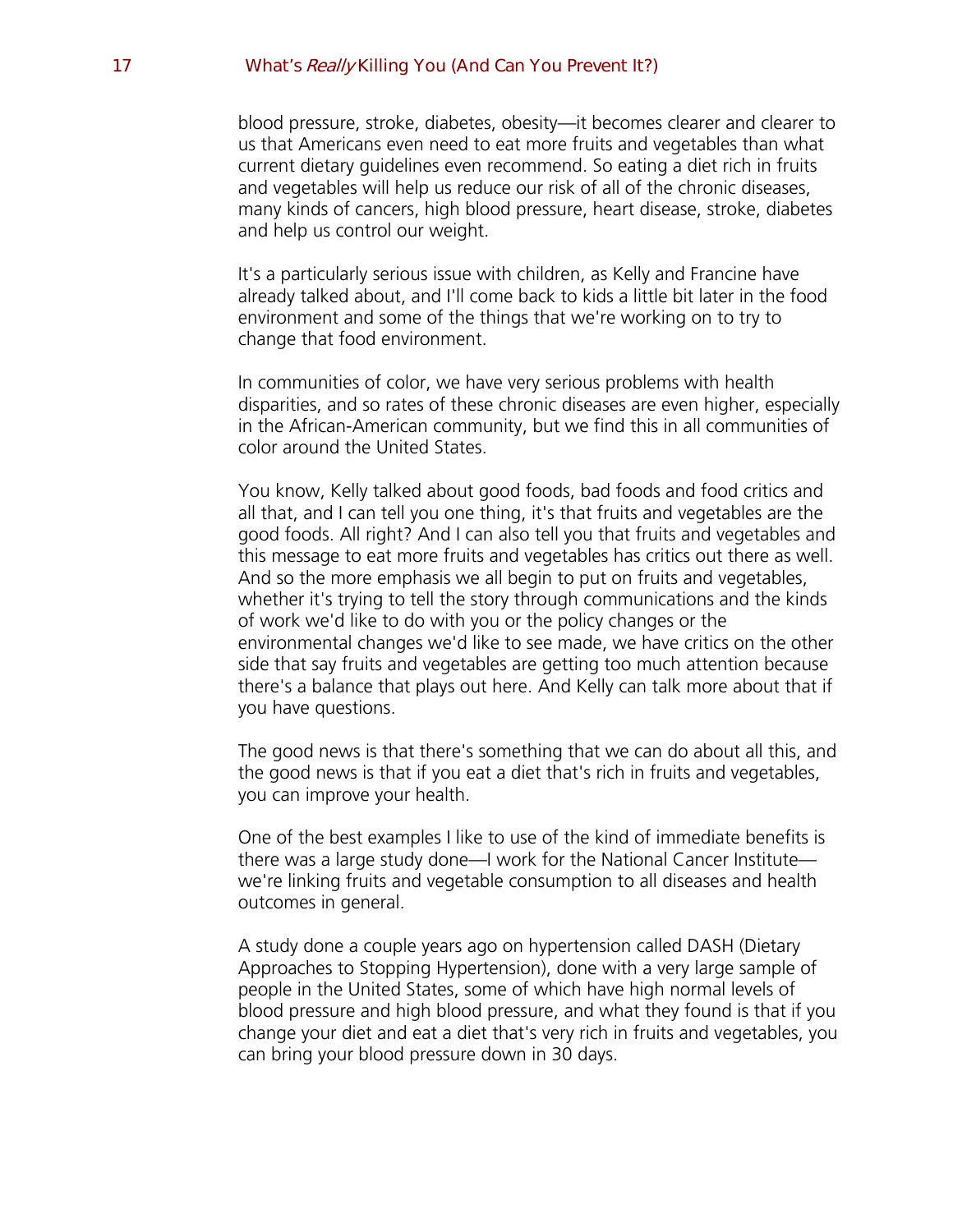blood pressure, stroke, diabetes, obesity—it becomes clearer and clearer to us that Americans even need to eat more fruits and vegetables than what current dietary guidelines even recommend. So eating a diet rich in fruits and vegetables will help us reduce our risk of all of the chronic diseases, many kinds of cancers, high blood pressure, heart disease, stroke, diabetes and help us control our weight.

It's a particularly serious issue with children, as Kelly and Francine have already talked about, and I'll come back to kids a little bit later in the food environment and some of the things that we're working on to try to change that food environment.

In communities of color, we have very serious problems with health disparities, and so rates of these chronic diseases are even higher, especially in the African-American community, but we find this in all communities of color around the United States.

You know, Kelly talked about good foods, bad foods and food critics and all that, and I can tell you one thing, it's that fruits and vegetables are the good foods. All right? And I can also tell you that fruits and vegetables and this message to eat more fruits and vegetables has critics out there as well. And so the more emphasis we all begin to put on fruits and vegetables, whether it's trying to tell the story through communications and the kinds of work we'd like to do with you or the policy changes or the environmental changes we'd like to see made, we have critics on the other side that say fruits and vegetables are getting too much attention because there's a balance that plays out here. And Kelly can talk more about that if you have questions.

The good news is that there's something that we can do about all this, and the good news is that if you eat a diet that's rich in fruits and vegetables, you can improve your health.

One of the best examples I like to use of the kind of immediate benefits is there was a large study done—I work for the National Cancer Institute—we're linking fruits and vegetable consumption to all diseases and health outcomes in general.

A study done a couple years ago on hypertension called DASH (Dietary Approaches to Stopping Hypertension), done with a very large sample of people in the United States, some of which have high normal levels of blood pressure and high blood pressure, and what they found is that if you change your diet and eat a diet that's very rich in fruits and vegetables, you can bring your blood pressure down in 30 days.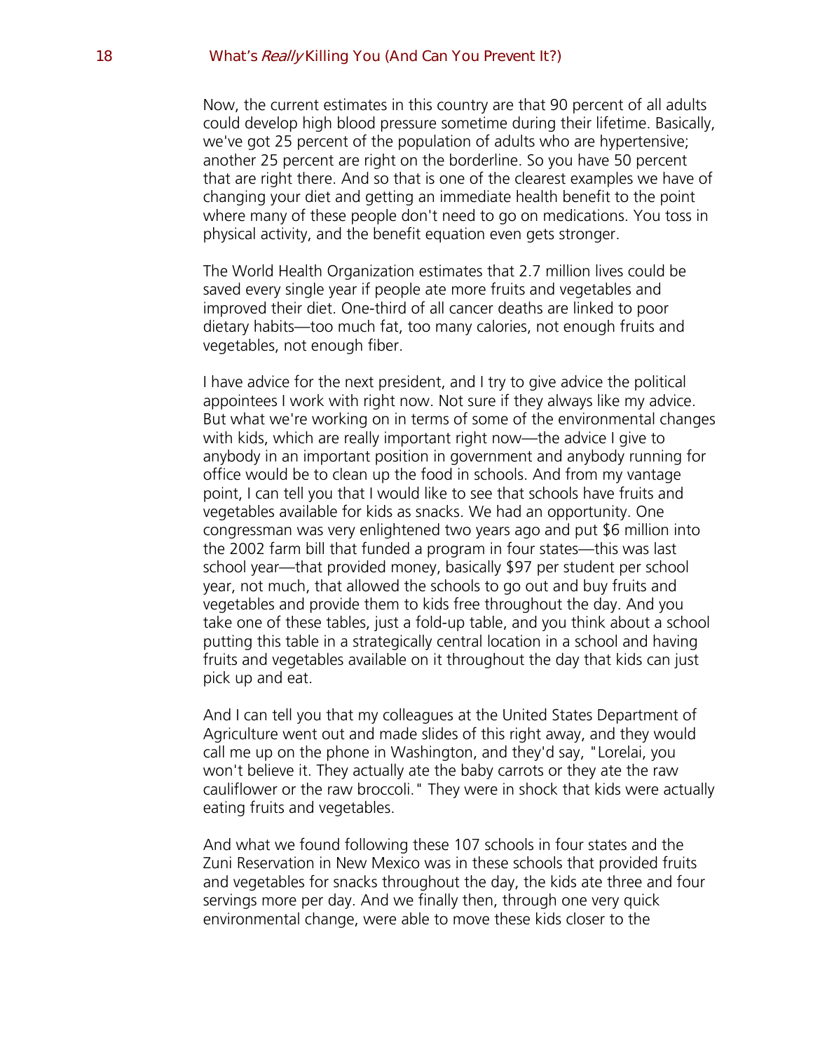Now, the current estimates in this country are that 90 percent of all adults could develop high blood pressure sometime during their lifetime. Basically, we've got 25 percent of the population of adults who are hypertensive; another 25 percent are right on the borderline. So you have 50 percent that are right there. And so that is one of the clearest examples we have of changing your diet and getting an immediate health benefit to the point where many of these people don't need to go on medications. You toss in physical activity, and the benefit equation even gets stronger.

The World Health Organization estimates that 2.7 million lives could be saved every single year if people ate more fruits and vegetables and improved their diet. One-third of all cancer deaths are linked to poor dietary habits—too much fat, too many calories, not enough fruits and vegetables, not enough fiber.

I have advice for the next president, and I try to give advice the political appointees I work with right now. Not sure if they always like my advice. But what we're working on in terms of some of the environmental changes with kids, which are really important right now—the advice I give to anybody in an important position in government and anybody running for office would be to clean up the food in schools. And from my vantage point, I can tell you that I would like to see that schools have fruits and vegetables available for kids as snacks. We had an opportunity. One congressman was very enlightened two years ago and put $6 million into the 2002 farm bill that funded a program in four states—this was last school year—that provided money, basically $97 per student per school year, not much, that allowed the schools to go out and buy fruits and vegetables and provide them to kids free throughout the day. And you take one of these tables, just a fold-up table, and you think about a school putting this table in a strategically central location in a school and having fruits and vegetables available on it throughout the day that kids can just pick up and eat.

And I can tell you that my colleagues at the United States Department of Agriculture went out and made slides of this right away, and they would call me up on the phone in Washington, and they'd say, "Lorelai, you won't believe it. They actually ate the baby carrots or they ate the raw cauliflower or the raw broccoli." They were in shock that kids were actually eating fruits and vegetables.

And what we found following these 107 schools in four states and the Zuni Reservation in New Mexico was in these schools that provided fruits and vegetables for snacks throughout the day, the kids ate three and four servings more per day. And we finally then, through one very quick environmental change, were able to move these kids closer to the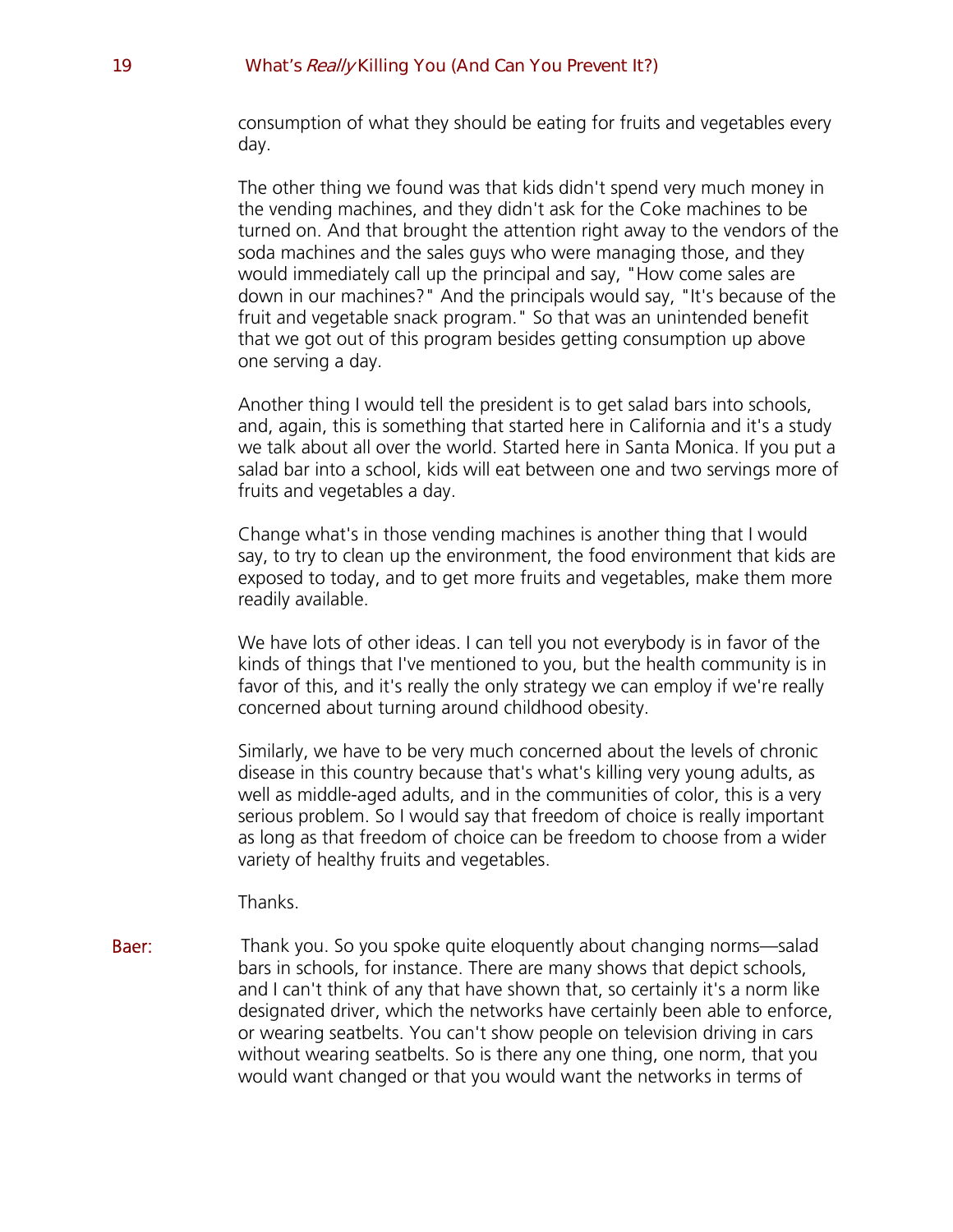consumption of what they should be eating for fruits and vegetables every day.

The other thing we found was that kids didn't spend very much money in the vending machines, and they didn't ask for the Coke machines to be turned on. And that brought the attention right away to the vendors of the soda machines and the sales guys who were managing those, and they would immediately call up the principal and say, "How come sales are down in our machines?" And the principals would say, "It's because of the fruit and vegetable snack program." So that was an unintended benefit that we got out of this program besides getting consumption up above one serving a day.

Another thing I would tell the president is to get salad bars into schools, and, again, this is something that started here in California and it's a study we talk about all over the world. Started here in Santa Monica. If you put a salad bar into a school, kids will eat between one and two servings more of fruits and vegetables a day.

Change what's in those vending machines is another thing that I would say, to try to clean up the environment, the food environment that kids are exposed to today, and to get more fruits and vegetables, make them more readily available.

We have lots of other ideas. I can tell you not everybody is in favor of the kinds of things that I've mentioned to you, but the health community is in favor of this, and it's really the only strategy we can employ if we're really concerned about turning around childhood obesity.

Similarly, we have to be very much concerned about the levels of chronic disease in this country because that's what's killing very young adults, as well as middle-aged adults, and in the communities of color, this is a very serious problem. So I would say that freedom of choice is really important as long as that freedom of choice can be freedom to choose from a wider variety of healthy fruits and vegetables.

Thanks.

**Baer:** Thank you. So you spoke quite eloquently about changing norms—salad bars in schools, for instance. There are many shows that depict schools, and I can't think of any that have shown that, so certainly it's a norm like designated driver, which the networks have certainly been able to enforce, or wearing seatbelts. You can't show people on television driving in cars without wearing seatbelts. So is there any one thing, one norm, that you would want changed or that you would want the networks in terms of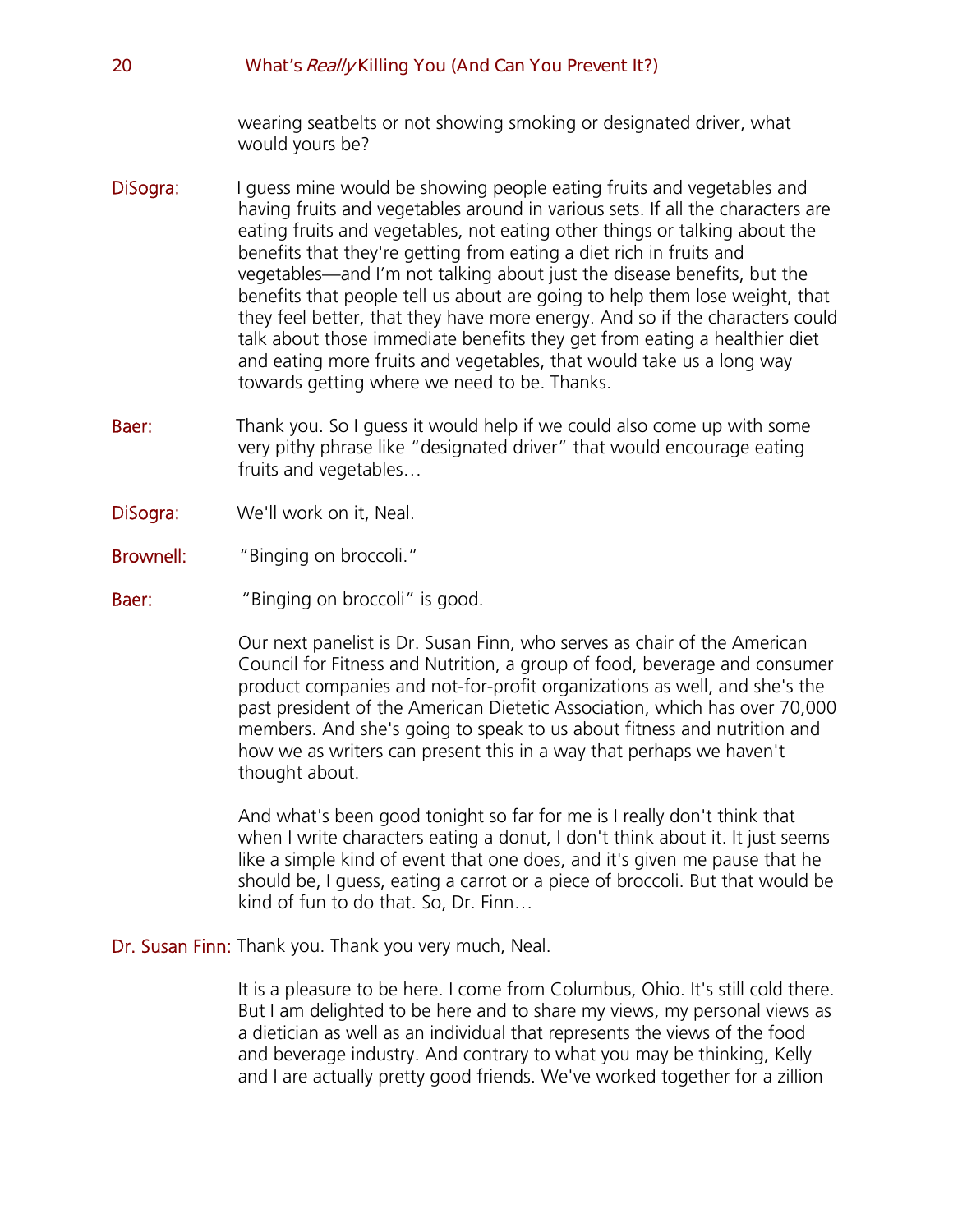wearing seatbelts or not showing smoking or designated driver, what would yours be?

DiSogra: I guess mine would be showing people eating fruits and vegetables and having fruits and vegetables around in various sets. If all the characters are eating fruits and vegetables, not eating other things or talking about the benefits that they're getting from eating a diet rich in fruits and vegetables—and I'm not talking about just the disease benefits, but the benefits that people tell us about are going to help them lose weight, that they feel better, that they have more energy. And so if the characters could talk about those immediate benefits they get from eating a healthier diet and eating more fruits and vegetables, that would take us a long way towards getting where we need to be. Thanks.

Baer: Thank you. So I guess it would help if we could also come up with some very pithy phrase like "designated driver" that would encourage eating fruits and vegetables…

DiSogra: We'll work on it, Neal.

Brownell: "Binging on broccoli."

Baer: "Binging on broccoli" is good.

Our next panelist is Dr. Susan Finn, who serves as chair of the American Council for Fitness and Nutrition, a group of food, beverage and consumer product companies and not-for-profit organizations as well, and she's the past president of the American Dietetic Association, which has over 70,000 members. And she's going to speak to us about fitness and nutrition and how we as writers can present this in a way that perhaps we haven't thought about.

And what's been good tonight so far for me is I really don't think that when I write characters eating a donut, I don't think about it. It just seems like a simple kind of event that one does, and it's given me pause that he should be, I guess, eating a carrot or a piece of broccoli. But that would be kind of fun to do that. So, Dr. Finn…

Dr. Susan Finn: Thank you. Thank you very much, Neal.

It is a pleasure to be here. I come from Columbus, Ohio. It's still cold there. But I am delighted to be here and to share my views, my personal views as a dietician as well as an individual that represents the views of the food and beverage industry. And contrary to what you may be thinking, Kelly and I are actually pretty good friends. We've worked together for a zillion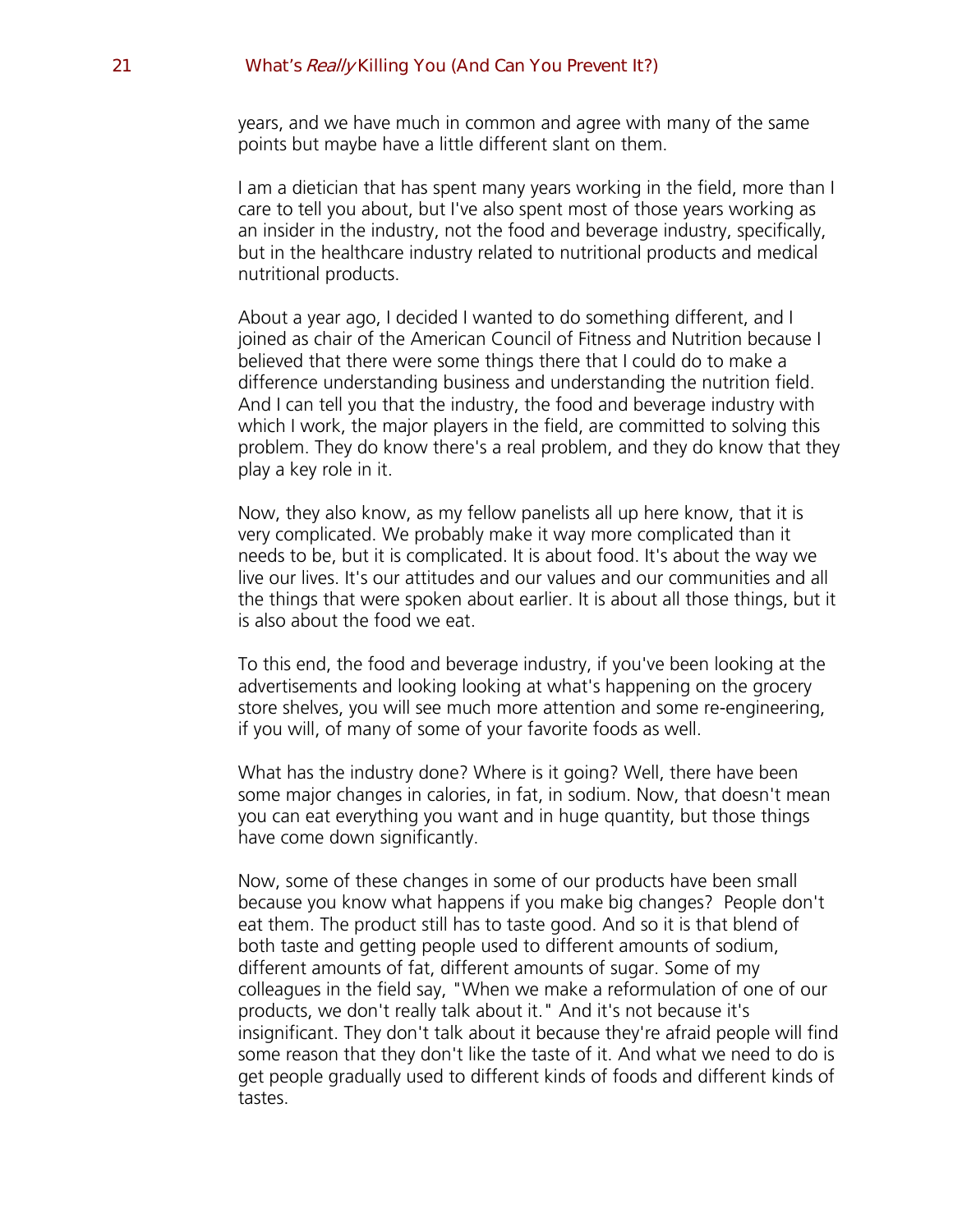years, and we have much in common and agree with many of the same points but maybe have a little different slant on them.

I am a dietician that has spent many years working in the field, more than I care to tell you about, but I've also spent most of those years working as an insider in the industry, not the food and beverage industry, specifically, but in the healthcare industry related to nutritional products and medical nutritional products.

About a year ago, I decided I wanted to do something different, and I joined as chair of the American Council of Fitness and Nutrition because I believed that there were some things there that I could do to make a difference understanding business and understanding the nutrition field. And I can tell you that the industry, the food and beverage industry with which I work, the major players in the field, are committed to solving this problem. They do know there's a real problem, and they do know that they play a key role in it.

Now, they also know, as my fellow panelists all up here know, that it is very complicated. We probably make it way more complicated than it needs to be, but it is complicated. It is about food. It's about the way we live our lives. It's our attitudes and our values and our communities and all the things that were spoken about earlier. It is about all those things, but it is also about the food we eat.

To this end, the food and beverage industry, if you've been looking at the advertisements and looking looking at what's happening on the grocery store shelves, you will see much more attention and some re-engineering, if you will, of many of some of your favorite foods as well.

What has the industry done? Where is it going? Well, there have been some major changes in calories, in fat, in sodium. Now, that doesn't mean you can eat everything you want and in huge quantity, but those things have come down significantly.

Now, some of these changes in some of our products have been small because you know what happens if you make big changes? People don't eat them. The product still has to taste good. And so it is that blend of both taste and getting people used to different amounts of sodium, different amounts of fat, different amounts of sugar. Some of my colleagues in the field say, "When we make a reformulation of one of our products, we don't really talk about it." And it's not because it's insignificant. They don't talk about it because they're afraid people will find some reason that they don't like the taste of it. And what we need to do is get people gradually used to different kinds of foods and different kinds of tastes.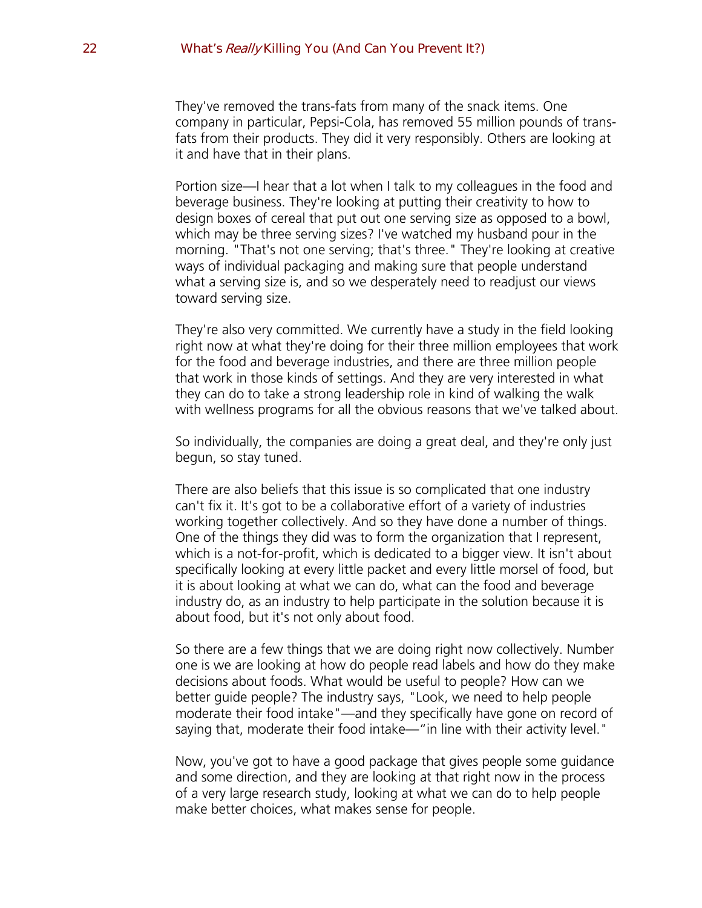They've removed the trans-fats from many of the snack items. One company in particular, Pepsi-Cola, has removed 55 million pounds of trans-fats from their products. They did it very responsibly. Others are looking at it and have that in their plans.

Portion size—I hear that a lot when I talk to my colleagues in the food and beverage business. They're looking at putting their creativity to how to design boxes of cereal that put out one serving size as opposed to a bowl, which may be three serving sizes? I've watched my husband pour in the morning. "That's not one serving; that's three." They're looking at creative ways of individual packaging and making sure that people understand what a serving size is, and so we desperately need to readjust our views toward serving size.

They're also very committed. We currently have a study in the field looking right now at what they're doing for their three million employees that work for the food and beverage industries, and there are three million people that work in those kinds of settings. And they are very interested in what they can do to take a strong leadership role in kind of walking the walk with wellness programs for all the obvious reasons that we've talked about.

So individually, the companies are doing a great deal, and they're only just begun, so stay tuned.

There are also beliefs that this issue is so complicated that one industry can't fix it. It's got to be a collaborative effort of a variety of industries working together collectively. And so they have done a number of things. One of the things they did was to form the organization that I represent, which is a not-for-profit, which is dedicated to a bigger view. It isn't about specifically looking at every little packet and every little morsel of food, but it is about looking at what we can do, what can the food and beverage industry do, as an industry to help participate in the solution because it is about food, but it's not only about food.

So there are a few things that we are doing right now collectively. Number one is we are looking at how do people read labels and how do they make decisions about foods. What would be useful to people? How can we better guide people? The industry says, "Look, we need to help people moderate their food intake"—and they specifically have gone on record of saying that, moderate their food intake—"in line with their activity level."

Now, you've got to have a good package that gives people some guidance and some direction, and they are looking at that right now in the process of a very large research study, looking at what we can do to help people make better choices, what makes sense for people.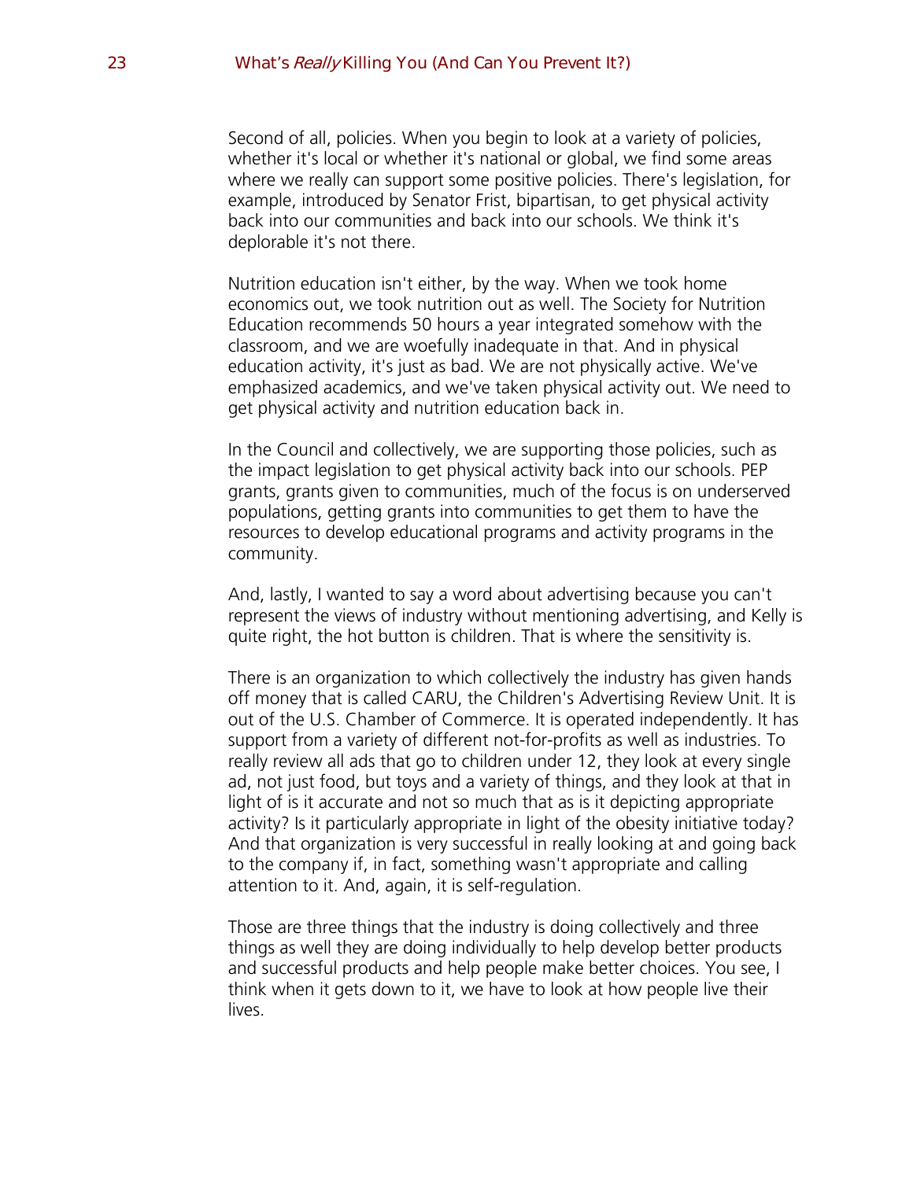Second of all, policies. When you begin to look at a variety of policies, whether it's local or whether it's national or global, we find some areas where we really can support some positive policies. There's legislation, for example, introduced by Senator Frist, bipartisan, to get physical activity back into our communities and back into our schools. We think it's deplorable it's not there.

Nutrition education isn't either, by the way. When we took home economics out, we took nutrition out as well. The Society for Nutrition Education recommends 50 hours a year integrated somehow with the classroom, and we are woefully inadequate in that. And in physical education activity, it's just as bad. We are not physically active. We've emphasized academics, and we've taken physical activity out. We need to get physical activity and nutrition education back in.

In the Council and collectively, we are supporting those policies, such as the impact legislation to get physical activity back into our schools. PEP grants, grants given to communities, much of the focus is on underserved populations, getting grants into communities to get them to have the resources to develop educational programs and activity programs in the community.

And, lastly, I wanted to say a word about advertising because you can't represent the views of industry without mentioning advertising, and Kelly is quite right, the hot button is children. That is where the sensitivity is.

There is an organization to which collectively the industry has given hands off money that is called CARU, the Children's Advertising Review Unit. It is out of the U.S. Chamber of Commerce. It is operated independently. It has support from a variety of different not-for-profits as well as industries. To really review all ads that go to children under 12, they look at every single ad, not just food, but toys and a variety of things, and they look at that in light of is it accurate and not so much that as is it depicting appropriate activity? Is it particularly appropriate in light of the obesity initiative today? And that organization is very successful in really looking at and going back to the company if, in fact, something wasn't appropriate and calling attention to it. And, again, it is self-regulation.

Those are three things that the industry is doing collectively and three things as well they are doing individually to help develop better products and successful products and help people make better choices. You see, I think when it gets down to it, we have to look at how people live their lives.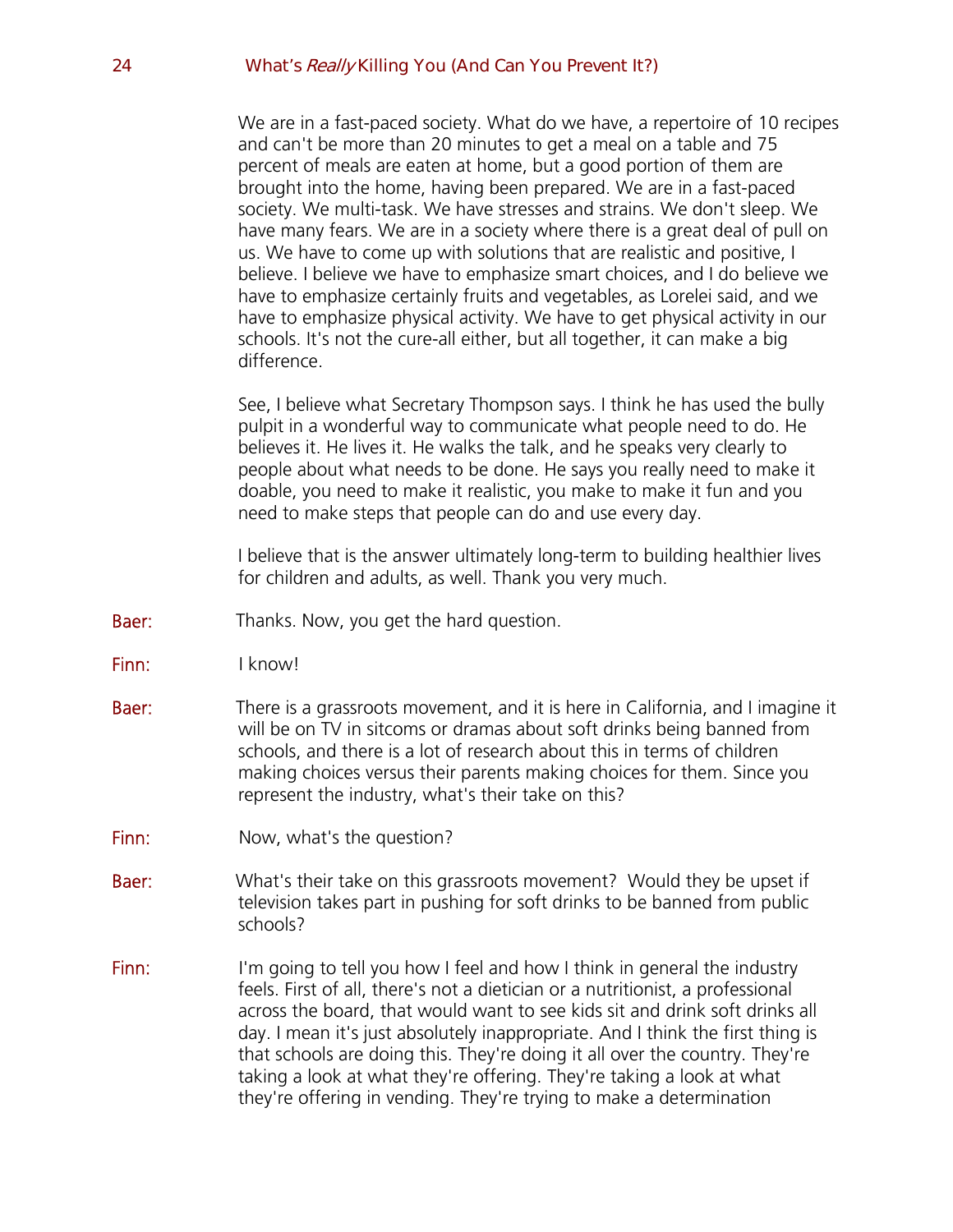We are in a fast-paced society. What do we have, a repertoire of 10 recipes and can't be more than 20 minutes to get a meal on a table and 75 percent of meals are eaten at home, but a good portion of them are brought into the home, having been prepared. We are in a fast-paced society. We multi-task. We have stresses and strains. We don't sleep. We have many fears. We are in a society where there is a great deal of pull on us. We have to come up with solutions that are realistic and positive, I believe. I believe we have to emphasize smart choices, and I do believe we have to emphasize certainly fruits and vegetables, as Lorelei said, and we have to emphasize physical activity. We have to get physical activity in our schools. It's not the cure-all either, but all together, it can make a big difference.

See, I believe what Secretary Thompson says. I think he has used the bully pulpit in a wonderful way to communicate what people need to do. He believes it. He lives it. He walks the talk, and he speaks very clearly to people about what needs to be done. He says you really need to make it doable, you need to make it realistic, you make to make it fun and you need to make steps that people can do and use every day.

I believe that is the answer ultimately long-term to building healthier lives for children and adults, as well. Thank you very much.

**Baer:** Thanks. Now, you get the hard question.

**Finn:** I know!

**Baer:** There is a grassroots movement, and it is here in California, and I imagine it will be on TV in sitcoms or dramas about soft drinks being banned from schools, and there is a lot of research about this in terms of children making choices versus their parents making choices for them. Since you represent the industry, what's their take on this?

**Finn:** Now, what's the question?

**Baer:** What's their take on this grassroots movement? Would they be upset if television takes part in pushing for soft drinks to be banned from public schools?

**Finn:** I'm going to tell you how I feel and how I think in general the industry feels. First of all, there's not a dietician or a nutritionist, a professional across the board, that would want to see kids sit and drink soft drinks all day. I mean it's just absolutely inappropriate. And I think the first thing is that schools are doing this. They're doing it all over the country. They're taking a look at what they're offering. They're taking a look at what they're offering in vending. They're trying to make a determination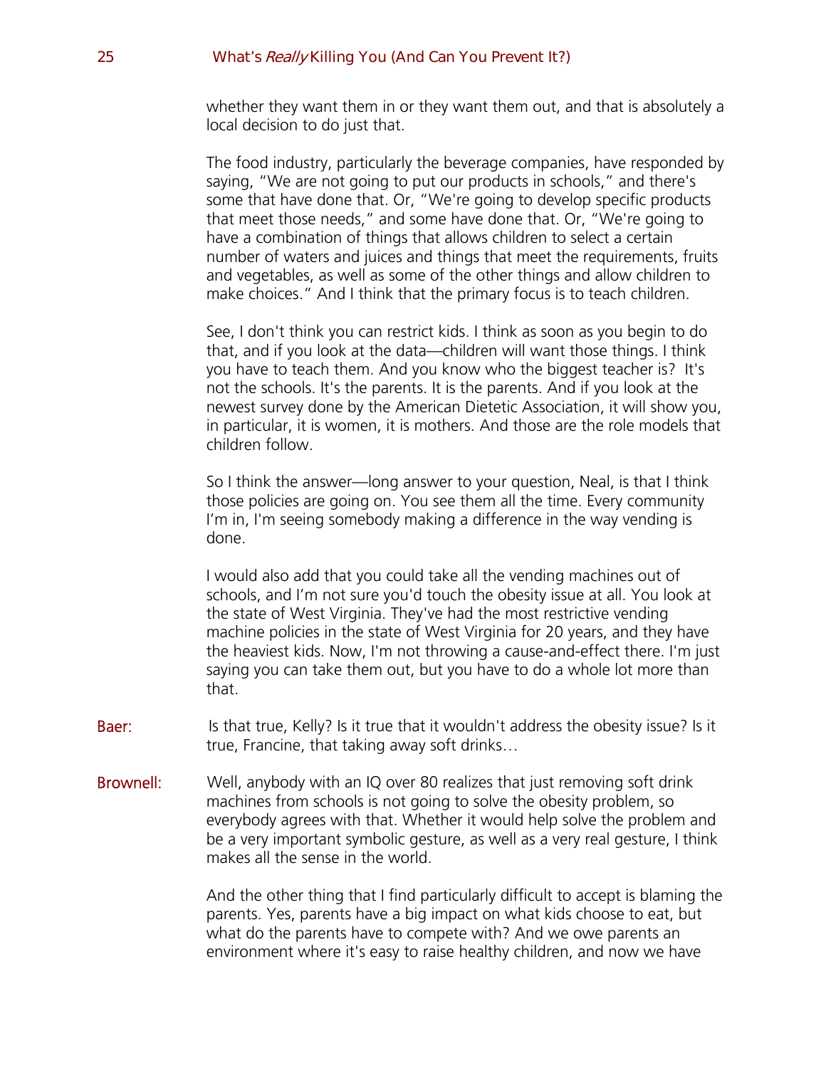whether they want them in or they want them out, and that is absolutely a local decision to do just that.

The food industry, particularly the beverage companies, have responded by saying, "We are not going to put our products in schools," and there's some that have done that. Or, "We're going to develop specific products that meet those needs," and some have done that. Or, "We're going to have a combination of things that allows children to select a certain number of waters and juices and things that meet the requirements, fruits and vegetables, as well as some of the other things and allow children to make choices." And I think that the primary focus is to teach children.

See, I don't think you can restrict kids. I think as soon as you begin to do that, and if you look at the data—children will want those things. I think you have to teach them. And you know who the biggest teacher is? It's not the schools. It's the parents. It is the parents. And if you look at the newest survey done by the American Dietetic Association, it will show you, in particular, it is women, it is mothers. And those are the role models that children follow.

So I think the answer—long answer to your question, Neal, is that I think those policies are going on. You see them all the time. Every community I'm in, I'm seeing somebody making a difference in the way vending is done.

I would also add that you could take all the vending machines out of schools, and I'm not sure you'd touch the obesity issue at all. You look at the state of West Virginia. They've had the most restrictive vending machine policies in the state of West Virginia for 20 years, and they have the heaviest kids. Now, I'm not throwing a cause-and-effect there. I'm just saying you can take them out, but you have to do a whole lot more than that.

**Baer:** Is that true, Kelly? Is it true that it wouldn't address the obesity issue? Is it true, Francine, that taking away soft drinks…

**Brownell:** Well, anybody with an IQ over 80 realizes that just removing soft drink machines from schools is not going to solve the obesity problem, so everybody agrees with that. Whether it would help solve the problem and be a very important symbolic gesture, as well as a very real gesture, I think makes all the sense in the world.

And the other thing that I find particularly difficult to accept is blaming the parents. Yes, parents have a big impact on what kids choose to eat, but what do the parents have to compete with? And we owe parents an environment where it's easy to raise healthy children, and now we have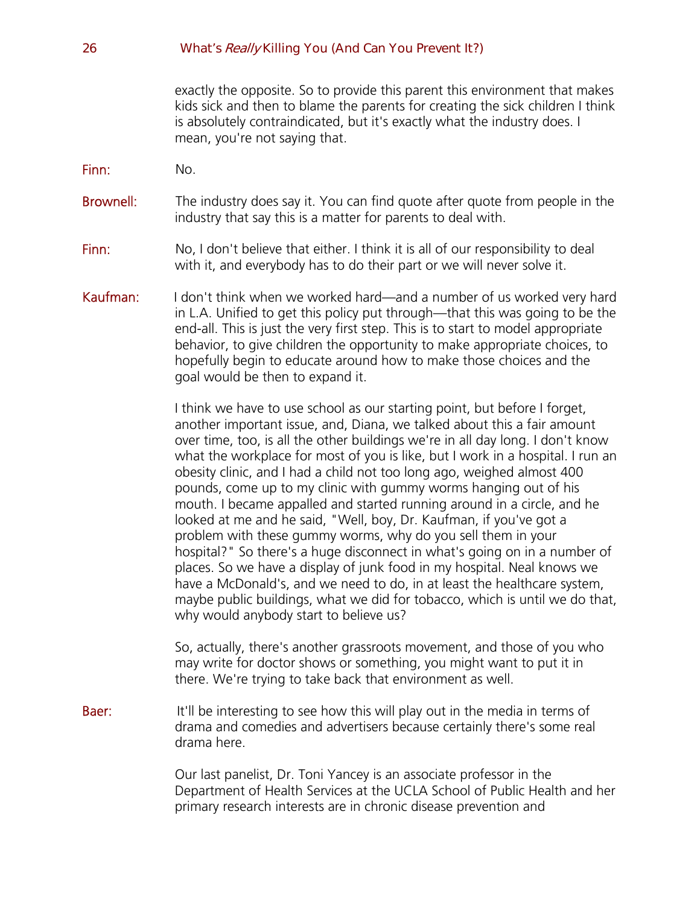exactly the opposite. So to provide this parent this environment that makes kids sick and then to blame the parents for creating the sick children I think is absolutely contraindicated, but it's exactly what the industry does. I mean, you're not saying that.

**Finn:** No.

**Brownell:** The industry does say it. You can find quote after quote from people in the industry that say this is a matter for parents to deal with.

**Finn:** No, I don't believe that either. I think it is all of our responsibility to deal with it, and everybody has to do their part or we will never solve it.

**Kaufman:** I don't think when we worked hard—and a number of us worked very hard in L.A. Unified to get this policy put through—that this was going to be the end-all. This is just the very first step. This is to start to model appropriate behavior, to give children the opportunity to make appropriate choices, to hopefully begin to educate around how to make those choices and the goal would be then to expand it.

I think we have to use school as our starting point, but before I forget, another important issue, and, Diana, we talked about this a fair amount over time, too, is all the other buildings we're in all day long. I don't know what the workplace for most of you is like, but I work in a hospital. I run an obesity clinic, and I had a child not too long ago, weighed almost 400 pounds, come up to my clinic with gummy worms hanging out of his mouth. I became appalled and started running around in a circle, and he looked at me and he said, "Well, boy, Dr. Kaufman, if you've got a problem with these gummy worms, why do you sell them in your hospital?" So there's a huge disconnect in what's going on in a number of places. So we have a display of junk food in my hospital. Neal knows we have a McDonald's, and we need to do, in at least the healthcare system, maybe public buildings, what we did for tobacco, which is until we do that, why would anybody start to believe us?

So, actually, there's another grassroots movement, and those of you who may write for doctor shows or something, you might want to put it in there. We're trying to take back that environment as well.

**Baer:** It'll be interesting to see how this will play out in the media in terms of drama and comedies and advertisers because certainly there's some real drama here.

Our last panelist, Dr. Toni Yancey is an associate professor in the Department of Health Services at the UCLA School of Public Health and her primary research interests are in chronic disease prevention and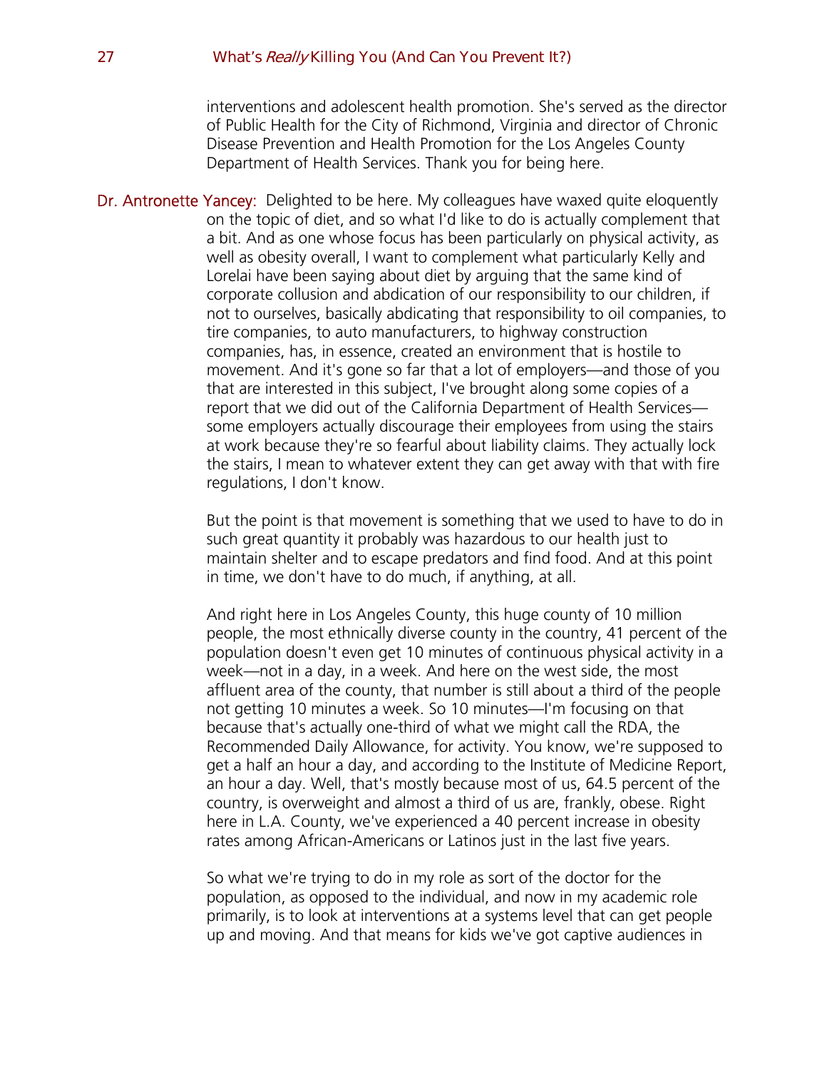interventions and adolescent health promotion. She's served as the director of Public Health for the City of Richmond, Virginia and director of Chronic Disease Prevention and Health Promotion for the Los Angeles County Department of Health Services. Thank you for being here.

Dr. Antronette Yancey: Delighted to be here. My colleagues have waxed quite eloquently on the topic of diet, and so what I'd like to do is actually complement that a bit. And as one whose focus has been particularly on physical activity, as well as obesity overall, I want to complement what particularly Kelly and Lorelai have been saying about diet by arguing that the same kind of corporate collusion and abdication of our responsibility to our children, if not to ourselves, basically abdicating that responsibility to oil companies, to tire companies, to auto manufacturers, to highway construction companies, has, in essence, created an environment that is hostile to movement. And it's gone so far that a lot of employers—and those of you that are interested in this subject, I've brought along some copies of a report that we did out of the California Department of Health Services—some employers actually discourage their employees from using the stairs at work because they're so fearful about liability claims. They actually lock the stairs, I mean to whatever extent they can get away with that with fire regulations, I don't know.

But the point is that movement is something that we used to have to do in such great quantity it probably was hazardous to our health just to maintain shelter and to escape predators and find food. And at this point in time, we don't have to do much, if anything, at all.

And right here in Los Angeles County, this huge county of 10 million people, the most ethnically diverse county in the country, 41 percent of the population doesn't even get 10 minutes of continuous physical activity in a week—not in a day, in a week. And here on the west side, the most affluent area of the county, that number is still about a third of the people not getting 10 minutes a week. So 10 minutes—I'm focusing on that because that's actually one-third of what we might call the RDA, the Recommended Daily Allowance, for activity. You know, we're supposed to get a half an hour a day, and according to the Institute of Medicine Report, an hour a day. Well, that's mostly because most of us, 64.5 percent of the country, is overweight and almost a third of us are, frankly, obese. Right here in L.A. County, we've experienced a 40 percent increase in obesity rates among African-Americans or Latinos just in the last five years.

So what we're trying to do in my role as sort of the doctor for the population, as opposed to the individual, and now in my academic role primarily, is to look at interventions at a systems level that can get people up and moving. And that means for kids we've got captive audiences in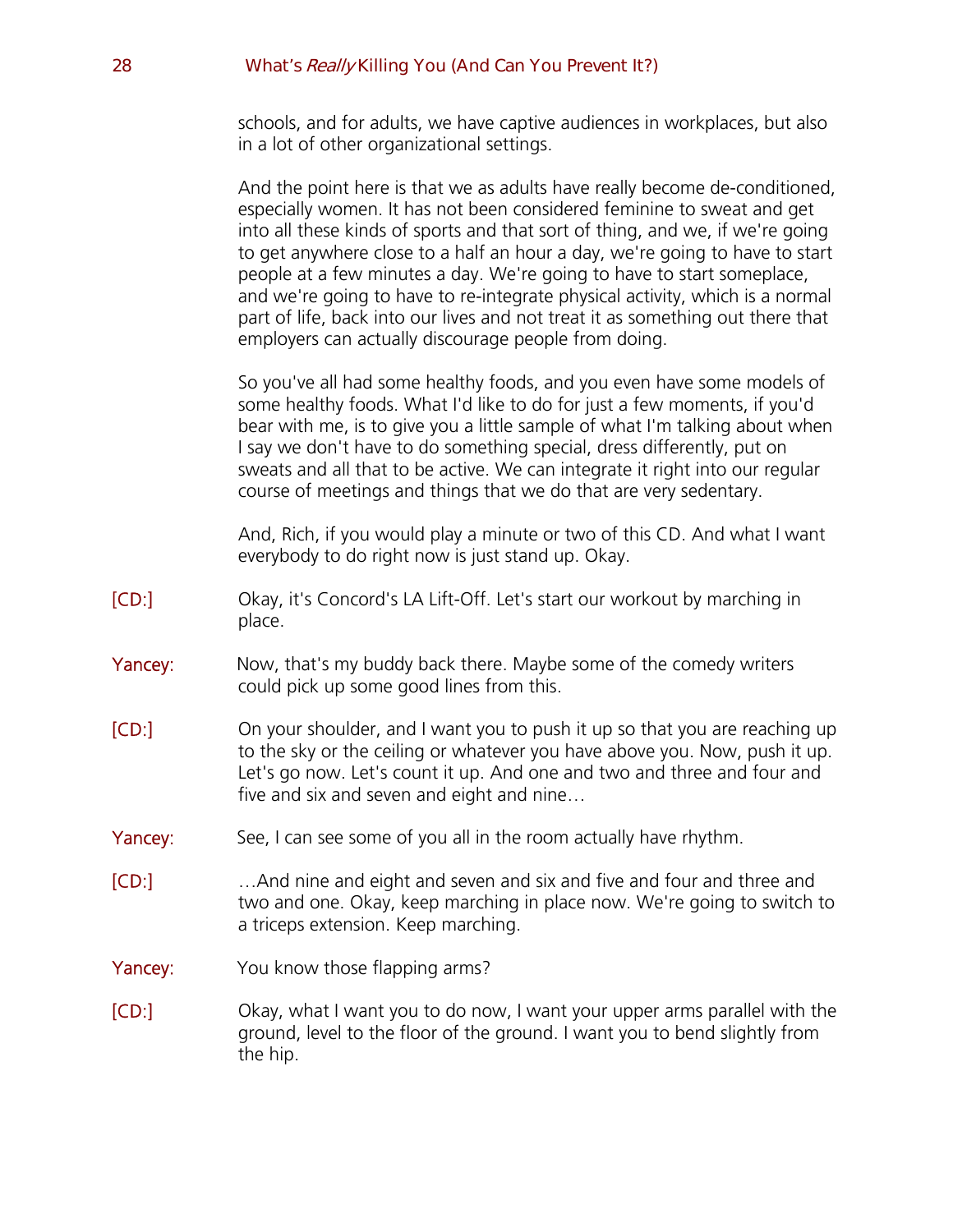schools, and for adults, we have captive audiences in workplaces, but also in a lot of other organizational settings.

And the point here is that we as adults have really become de-conditioned, especially women. It has not been considered feminine to sweat and get into all these kinds of sports and that sort of thing, and we, if we're going to get anywhere close to a half an hour a day, we're going to have to start people at a few minutes a day. We're going to have to start someplace, and we're going to have to re-integrate physical activity, which is a normal part of life, back into our lives and not treat it as something out there that employers can actually discourage people from doing.

So you've all had some healthy foods, and you even have some models of some healthy foods. What I'd like to do for just a few moments, if you'd bear with me, is to give you a little sample of what I'm talking about when I say we don't have to do something special, dress differently, put on sweats and all that to be active. We can integrate it right into our regular course of meetings and things that we do that are very sedentary.

And, Rich, if you would play a minute or two of this CD. And what I want everybody to do right now is just stand up. Okay.

[CD:] Okay, it's Concord's LA Lift-Off. Let's start our workout by marching in place.

Yancey: Now, that's my buddy back there. Maybe some of the comedy writers could pick up some good lines from this.

[CD:] On your shoulder, and I want you to push it up so that you are reaching up to the sky or the ceiling or whatever you have above you. Now, push it up. Let's go now. Let's count it up. And one and two and three and four and five and six and seven and eight and nine…

Yancey: See, I can see some of you all in the room actually have rhythm.

[CD:] …And nine and eight and seven and six and five and four and three and two and one. Okay, keep marching in place now. We're going to switch to a triceps extension. Keep marching.

Yancey: You know those flapping arms?

[CD:] Okay, what I want you to do now, I want your upper arms parallel with the ground, level to the floor of the ground. I want you to bend slightly from the hip.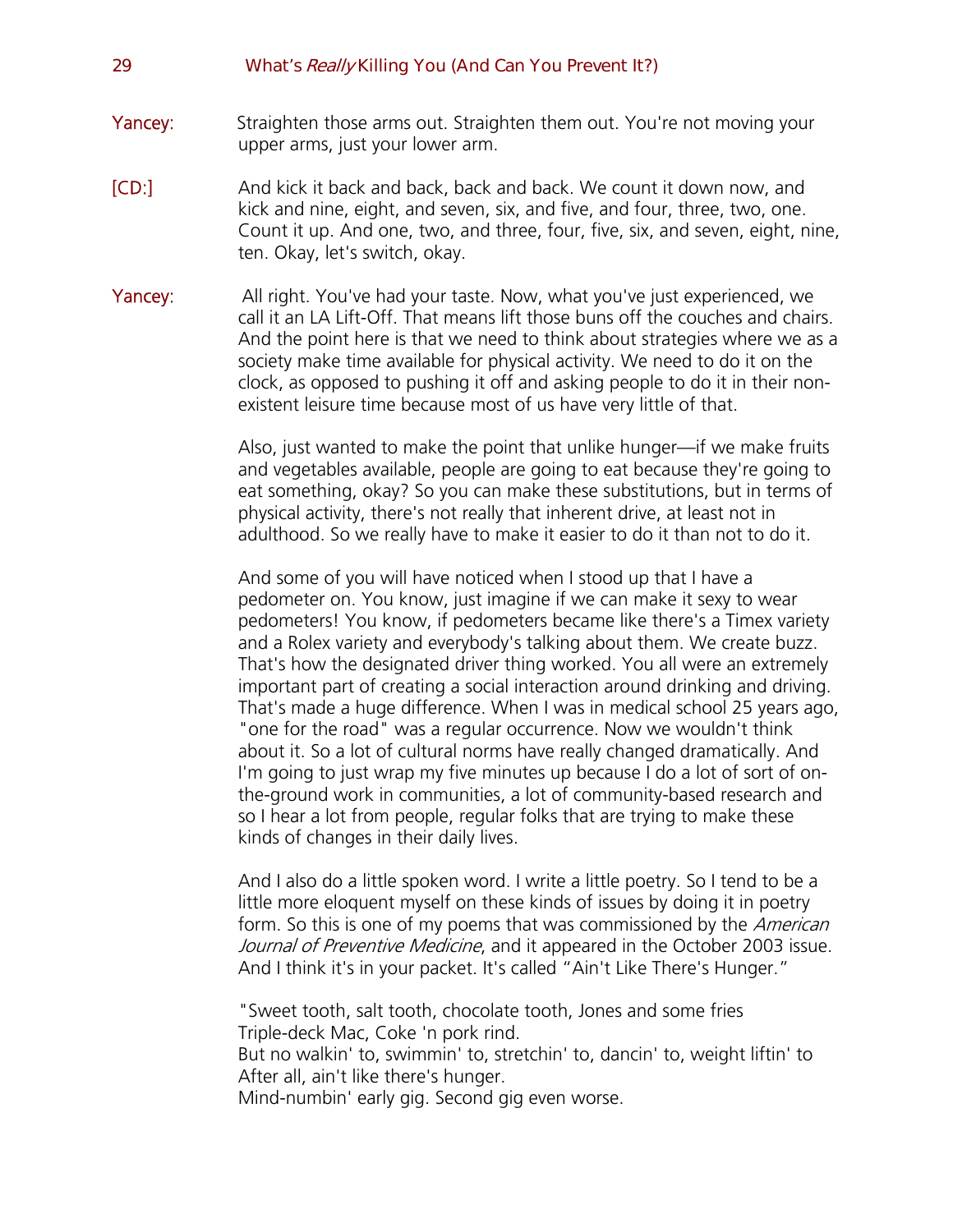Yancey: Straighten those arms out. Straighten them out. You're not moving your upper arms, just your lower arm.

[CD:] And kick it back and back, back and back. We count it down now, and kick and nine, eight, and seven, six, and five, and four, three, two, one. Count it up. And one, two, and three, four, five, six, and seven, eight, nine, ten. Okay, let's switch, okay.

Yancey: All right. You've had your taste. Now, what you've just experienced, we call it an LA Lift-Off. That means lift those buns off the couches and chairs. And the point here is that we need to think about strategies where we as a society make time available for physical activity. We need to do it on the clock, as opposed to pushing it off and asking people to do it in their non-existent leisure time because most of us have very little of that.

Also, just wanted to make the point that unlike hunger—if we make fruits and vegetables available, people are going to eat because they're going to eat something, okay? So you can make these substitutions, but in terms of physical activity, there's not really that inherent drive, at least not in adulthood. So we really have to make it easier to do it than not to do it.

And some of you will have noticed when I stood up that I have a pedometer on. You know, just imagine if we can make it sexy to wear pedometers! You know, if pedometers became like there's a Timex variety and a Rolex variety and everybody's talking about them. We create buzz. That's how the designated driver thing worked. You all were an extremely important part of creating a social interaction around drinking and driving. That's made a huge difference. When I was in medical school 25 years ago, "one for the road" was a regular occurrence. Now we wouldn't think about it. So a lot of cultural norms have really changed dramatically. And I'm going to just wrap my five minutes up because I do a lot of sort of on-the-ground work in communities, a lot of community-based research and so I hear a lot from people, regular folks that are trying to make these kinds of changes in their daily lives.

And I also do a little spoken word. I write a little poetry. So I tend to be a little more eloquent myself on these kinds of issues by doing it in poetry form. So this is one of my poems that was commissioned by the *American Journal of Preventive Medicine*, and it appeared in the October 2003 issue. And I think it's in your packet. It's called "Ain't Like There's Hunger."

"Sweet tooth, salt tooth, chocolate tooth, Jones and some fries  
Triple-deck Mac, Coke 'n pork rind.  
But no walkin' to, swimmin' to, stretchin' to, dancin' to, weight liftin' to  
After all, ain't like there's hunger.  
Mind-numbin' early gig. Second gig even worse.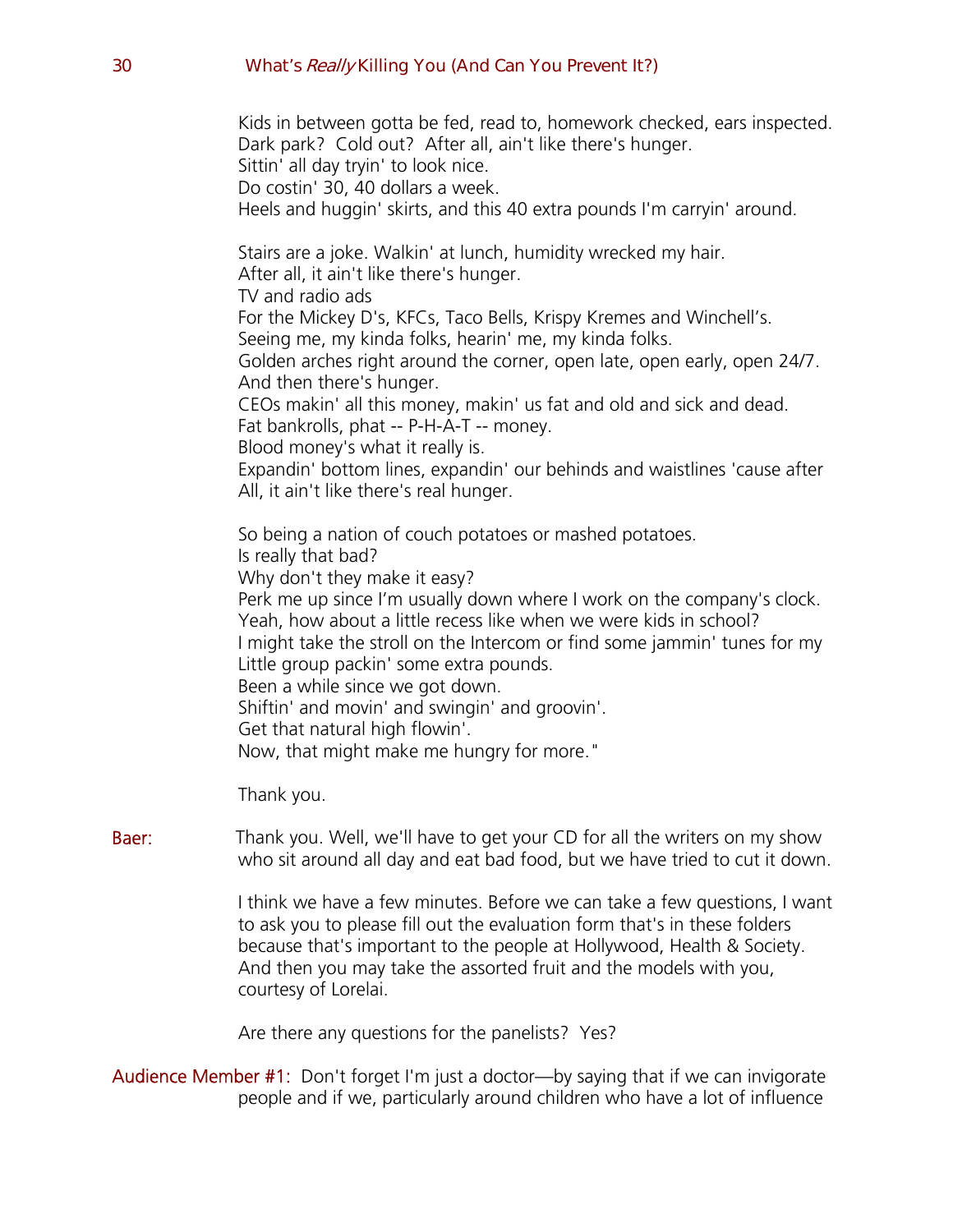Kids in between gotta be fed, read to, homework checked, ears inspected.
Dark park? Cold out? After all, ain't like there's hunger.
Sittin' all day tryin' to look nice.
Do costin' 30, 40 dollars a week.
Heels and huggin' skirts, and this 40 extra pounds I'm carryin' around.

Stairs are a joke. Walkin' at lunch, humidity wrecked my hair.
After all, it ain't like there's hunger.
TV and radio ads
For the Mickey D's, KFCs, Taco Bells, Krispy Kremes and Winchell's.
Seeing me, my kinda folks, hearin' me, my kinda folks.
Golden arches right around the corner, open late, open early, open 24/7.
And then there's hunger.
CEOs makin' all this money, makin' us fat and old and sick and dead.
Fat bankrolls, phat -- P-H-A-T -- money.
Blood money's what it really is.
Expandin' bottom lines, expandin' our behinds and waistlines 'cause after All, it ain't like there's real hunger.

So being a nation of couch potatoes or mashed potatoes.
Is really that bad?
Why don't they make it easy?
Perk me up since I'm usually down where I work on the company's clock.
Yeah, how about a little recess like when we were kids in school?
I might take the stroll on the Intercom or find some jammin' tunes for my Little group packin' some extra pounds.
Been a while since we got down.
Shiftin' and movin' and swingin' and groovin'.
Get that natural high flowin'.
Now, that might make me hungry for more."

Thank you.

**Baer:** Thank you. Well, we'll have to get your CD for all the writers on my show who sit around all day and eat bad food, but we have tried to cut it down.

I think we have a few minutes. Before we can take a few questions, I want to ask you to please fill out the evaluation form that's in these folders because that's important to the people at Hollywood, Health & Society. And then you may take the assorted fruit and the models with you, courtesy of Lorelai.

Are there any questions for the panelists? Yes?

**Audience Member #1:** Don't forget I'm just a doctor—by saying that if we can invigorate people and if we, particularly around children who have a lot of influence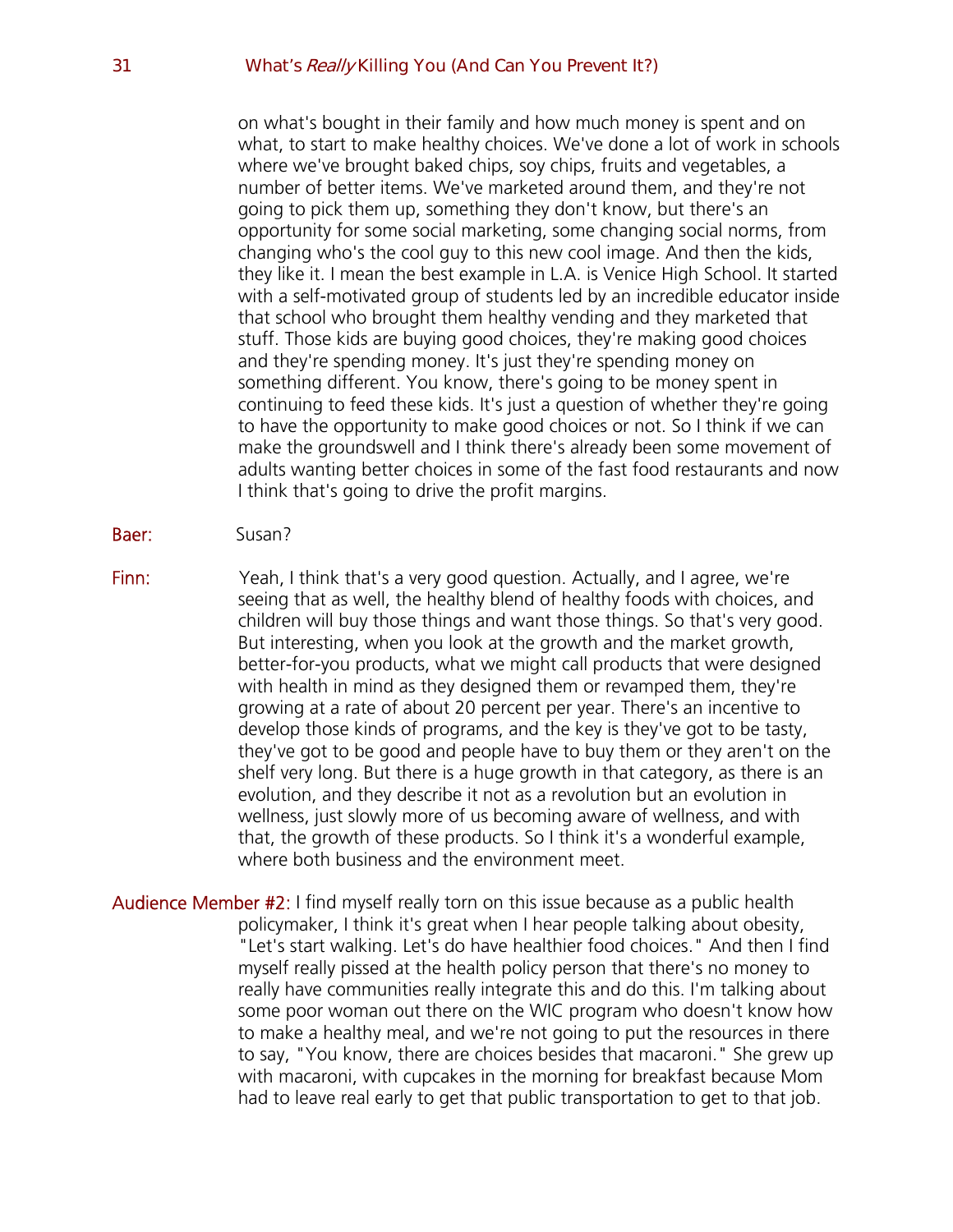on what's bought in their family and how much money is spent and on what, to start to make healthy choices. We've done a lot of work in schools where we've brought baked chips, soy chips, fruits and vegetables, a number of better items. We've marketed around them, and they're not going to pick them up, something they don't know, but there's an opportunity for some social marketing, some changing social norms, from changing who's the cool guy to this new cool image. And then the kids, they like it. I mean the best example in L.A. is Venice High School. It started with a self-motivated group of students led by an incredible educator inside that school who brought them healthy vending and they marketed that stuff. Those kids are buying good choices, they're making good choices and they're spending money. It's just they're spending money on something different. You know, there's going to be money spent in continuing to feed these kids. It's just a question of whether they're going to have the opportunity to make good choices or not. So I think if we can make the groundswell and I think there's already been some movement of adults wanting better choices in some of the fast food restaurants and now I think that's going to drive the profit margins.

**Baer:** Susan?

**Finn:** Yeah, I think that's a very good question. Actually, and I agree, we're seeing that as well, the healthy blend of healthy foods with choices, and children will buy those things and want those things. So that's very good. But interesting, when you look at the growth and the market growth, better-for-you products, what we might call products that were designed with health in mind as they designed them or revamped them, they're growing at a rate of about 20 percent per year. There's an incentive to develop those kinds of programs, and the key is they've got to be tasty, they've got to be good and people have to buy them or they aren't on the shelf very long. But there is a huge growth in that category, as there is an evolution, and they describe it not as a revolution but an evolution in wellness, just slowly more of us becoming aware of wellness, and with that, the growth of these products. So I think it's a wonderful example, where both business and the environment meet.

**Audience Member #2:** I find myself really torn on this issue because as a public health policymaker, I think it's great when I hear people talking about obesity, "Let's start walking. Let's do have healthier food choices." And then I find myself really pissed at the health policy person that there's no money to really have communities really integrate this and do this. I'm talking about some poor woman out there on the WIC program who doesn't know how to make a healthy meal, and we're not going to put the resources in there to say, "You know, there are choices besides that macaroni." She grew up with macaroni, with cupcakes in the morning for breakfast because Mom had to leave real early to get that public transportation to get to that job.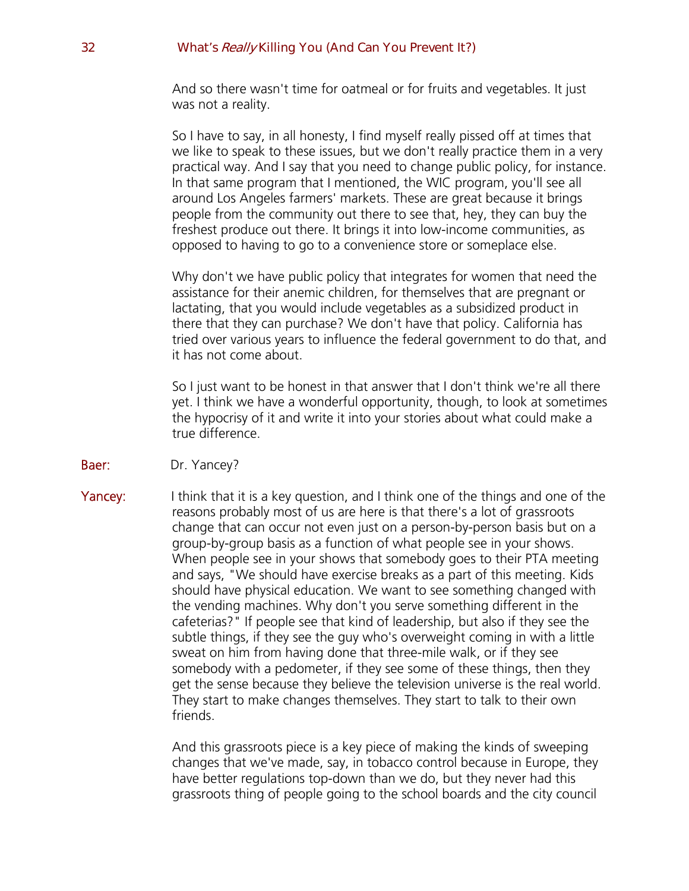And so there wasn't time for oatmeal or for fruits and vegetables. It just was not a reality.

So I have to say, in all honesty, I find myself really pissed off at times that we like to speak to these issues, but we don't really practice them in a very practical way. And I say that you need to change public policy, for instance. In that same program that I mentioned, the WIC program, you'll see all around Los Angeles farmers' markets. These are great because it brings people from the community out there to see that, hey, they can buy the freshest produce out there. It brings it into low-income communities, as opposed to having to go to a convenience store or someplace else.

Why don't we have public policy that integrates for women that need the assistance for their anemic children, for themselves that are pregnant or lactating, that you would include vegetables as a subsidized product in there that they can purchase? We don't have that policy. California has tried over various years to influence the federal government to do that, and it has not come about.

So I just want to be honest in that answer that I don't think we're all there yet. I think we have a wonderful opportunity, though, to look at sometimes the hypocrisy of it and write it into your stories about what could make a true difference.

**Baer:** Dr. Yancey?

**Yancey:** I think that it is a key question, and I think one of the things and one of the reasons probably most of us are here is that there's a lot of grassroots change that can occur not even just on a person-by-person basis but on a group-by-group basis as a function of what people see in your shows. When people see in your shows that somebody goes to their PTA meeting and says, "We should have exercise breaks as a part of this meeting. Kids should have physical education. We want to see something changed with the vending machines. Why don't you serve something different in the cafeterias?" If people see that kind of leadership, but also if they see the subtle things, if they see the guy who's overweight coming in with a little sweat on him from having done that three-mile walk, or if they see somebody with a pedometer, if they see some of these things, then they get the sense because they believe the television universe is the real world. They start to make changes themselves. They start to talk to their own friends.

And this grassroots piece is a key piece of making the kinds of sweeping changes that we've made, say, in tobacco control because in Europe, they have better regulations top-down than we do, but they never had this grassroots thing of people going to the school boards and the city council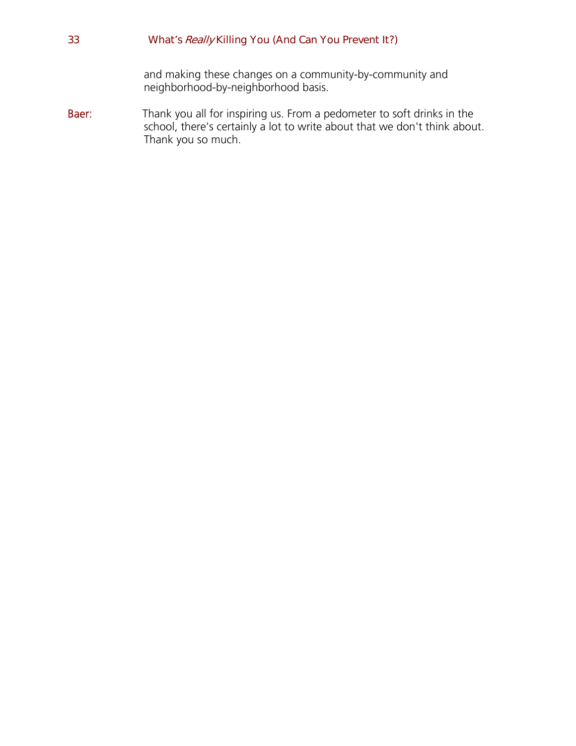and making these changes on a community-by-community and neighborhood-by-neighborhood basis.

Baer: Thank you all for inspiring us. From a pedometer to soft drinks in the school, there's certainly a lot to write about that we don't think about. Thank you so much.